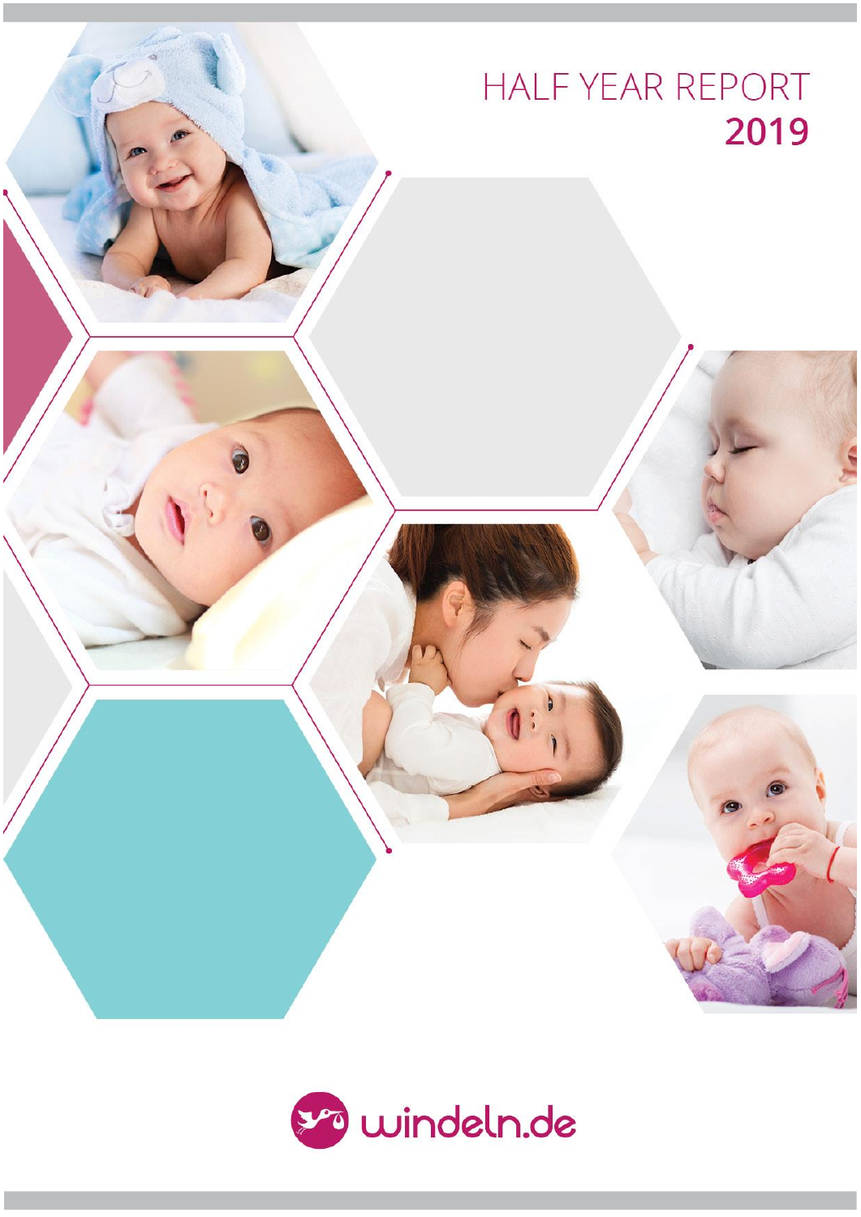# HALF YEAR REPORT
# 2019

windeln.de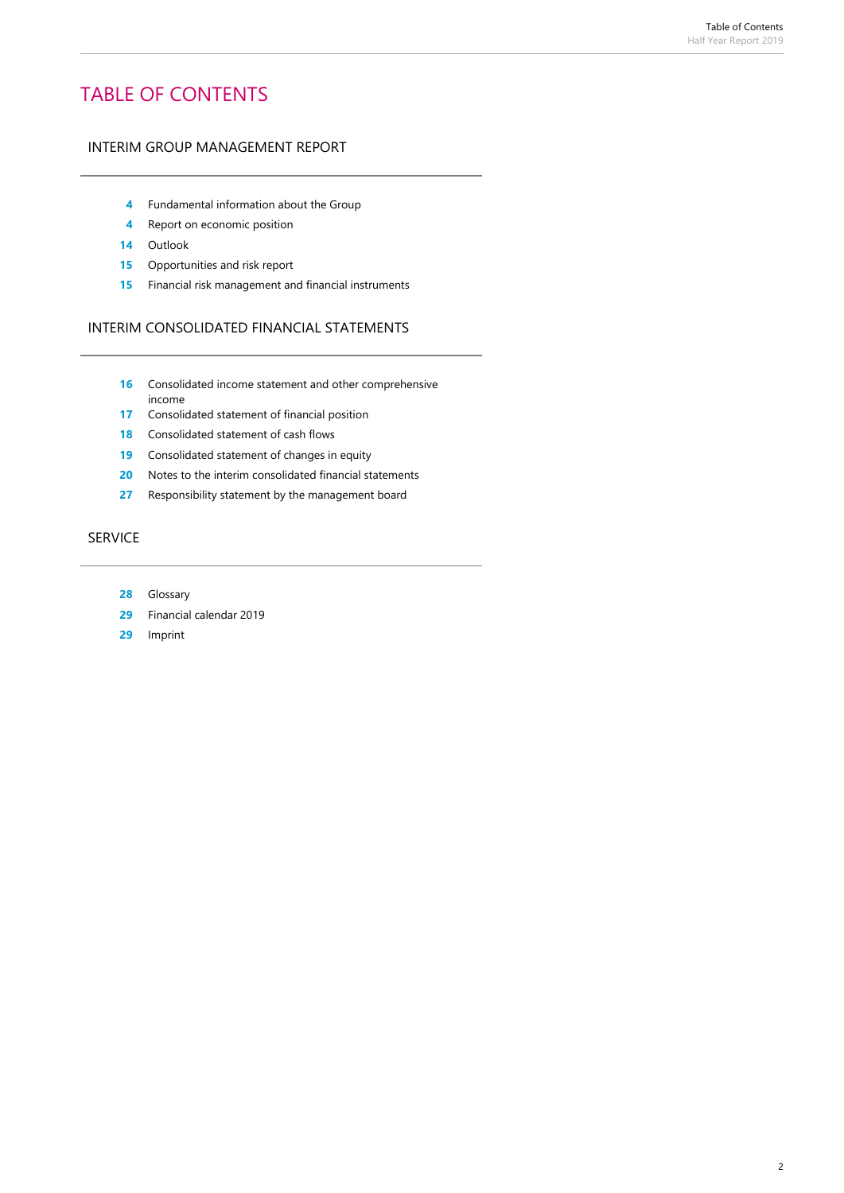# TABLE OF CONTENTS

## INTERIM GROUP MANAGEMENT REPORT

- **4** Fundamental information about the Group
- **4** Report on economic position
- **14** Outlook
- **15** Opportunities and risk report
- **15** Financial risk management and financial instruments

## INTERIM CONSOLIDATED FINANCIAL STATEMENTS

- **16** Consolidated income statement and other comprehensive income
- **17** Consolidated statement of financial position
- **18** Consolidated statement of cash flows
- **19** Consolidated statement of changes in equity
- **20** Notes to the interim consolidated financial statements
- **27** Responsibility statement by the management board

## SERVICE

- **28** Glossary
- **29** Financial calendar 2019
- **29** Imprint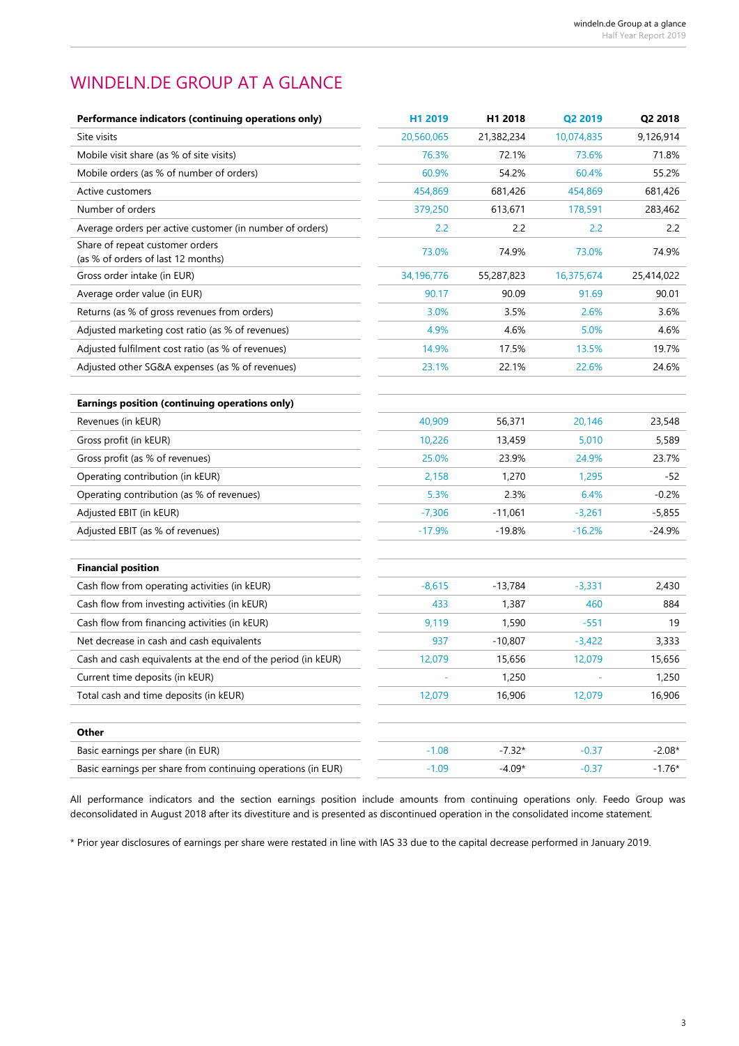# WINDELN.DE GROUP AT A GLANCE

| Performance indicators (continuing operations only) | H1 2019 | H1 2018 | Q2 2019 | Q2 2018 |
|---|---|---|---|---|
| Site visits | 20,560,065 | 21,382,234 | 10,074,835 | 9,126,914 |
| Mobile visit share (as % of site visits) | 76.3% | 72.1% | 73.6% | 71.8% |
| Mobile orders (as % of number of orders) | 60.9% | 54.2% | 60.4% | 55.2% |
| Active customers | 454,869 | 681,426 | 454,869 | 681,426 |
| Number of orders | 379,250 | 613,671 | 178,591 | 283,462 |
| Average orders per active customer (in number of orders) | 2.2 | 2.2 | 2.2 | 2.2 |
| Share of repeat customer orders (as % of orders of last 12 months) | 73.0% | 74.9% | 73.0% | 74.9% |
| Gross order intake (in EUR) | 34,196,776 | 55,287,823 | 16,375,674 | 25,414,022 |
| Average order value (in EUR) | 90.17 | 90.09 | 91.69 | 90.01 |
| Returns (as % of gross revenues from orders) | 3.0% | 3.5% | 2.6% | 3.6% |
| Adjusted marketing cost ratio (as % of revenues) | 4.9% | 4.6% | 5.0% | 4.6% |
| Adjusted fulfilment cost ratio (as % of revenues) | 14.9% | 17.5% | 13.5% | 19.7% |
| Adjusted other SG&A expenses (as % of revenues) | 23.1% | 22.1% | 22.6% | 24.6% |
| **Earnings position (continuing operations only)** | | | | |
| Revenues (in kEUR) | 40,909 | 56,371 | 20,146 | 23,548 |
| Gross profit (in kEUR) | 10,226 | 13,459 | 5,010 | 5,589 |
| Gross profit (as % of revenues) | 25.0% | 23.9% | 24.9% | 23.7% |
| Operating contribution (in kEUR) | 2,158 | 1,270 | 1,295 | -52 |
| Operating contribution (as % of revenues) | 5.3% | 2.3% | 6.4% | -0.2% |
| Adjusted EBIT (in kEUR) | -7,306 | -11,061 | -3,261 | -5,855 |
| Adjusted EBIT (as % of revenues) | -17.9% | -19.8% | -16.2% | -24.9% |
| **Financial position** | | | | |
| Cash flow from operating activities (in kEUR) | -8,615 | -13,784 | -3,331 | 2,430 |
| Cash flow from investing activities (in kEUR) | 433 | 1,387 | 460 | 884 |
| Cash flow from financing activities (in kEUR) | 9,119 | 1,590 | -551 | 19 |
| Net decrease in cash and cash equivalents | 937 | -10,807 | -3,422 | 3,333 |
| Cash and cash equivalents at the end of the period (in kEUR) | 12,079 | 15,656 | 12,079 | 15,656 |
| Current time deposits (in kEUR) | - | 1,250 | - | 1,250 |
| Total cash and time deposits (in kEUR) | 12,079 | 16,906 | 12,079 | 16,906 |
| **Other** | | | | |
| Basic earnings per share (in EUR) | -1.08 | -7.32* | -0.37 | -2.08* |
| Basic earnings per share from continuing operations (in EUR) | -1.09 | -4.09* | -0.37 | -1.76* |

All performance indicators and the section earnings position include amounts from continuing operations only. Feedo Group was deconsolidated in August 2018 after its divestiture and is presented as discontinued operation in the consolidated income statement.

* Prior year disclosures of earnings per share were restated in line with IAS 33 due to the capital decrease performed in January 2019.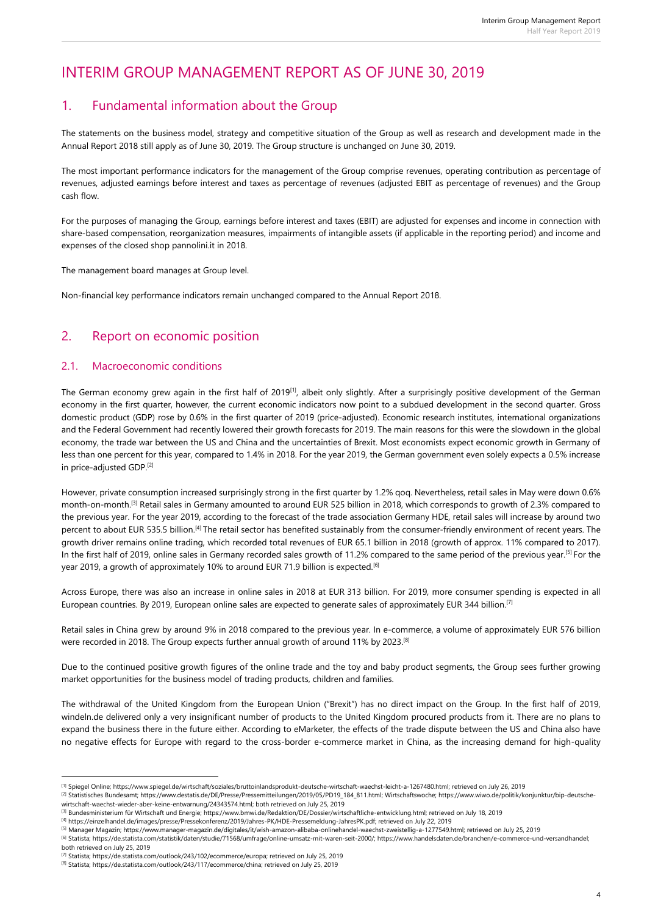# INTERIM GROUP MANAGEMENT REPORT AS OF JUNE 30, 2019

## 1. Fundamental information about the Group

The statements on the business model, strategy and competitive situation of the Group as well as research and development made in the Annual Report 2018 still apply as of June 30, 2019. The Group structure is unchanged on June 30, 2019.

The most important performance indicators for the management of the Group comprise revenues, operating contribution as percentage of revenues, adjusted earnings before interest and taxes as percentage of revenues (adjusted EBIT as percentage of revenues) and the Group cash flow.

For the purposes of managing the Group, earnings before interest and taxes (EBIT) are adjusted for expenses and income in connection with share-based compensation, reorganization measures, impairments of intangible assets (if applicable in the reporting period) and income and expenses of the closed shop pannolini.it in 2018.

The management board manages at Group level.

Non-financial key performance indicators remain unchanged compared to the Annual Report 2018.

## 2. Report on economic position

### 2.1. Macroeconomic conditions

The German economy grew again in the first half of 2019[1], albeit only slightly. After a surprisingly positive development of the German economy in the first quarter, however, the current economic indicators now point to a subdued development in the second quarter. Gross domestic product (GDP) rose by 0.6% in the first quarter of 2019 (price-adjusted). Economic research institutes, international organizations and the Federal Government had recently lowered their growth forecasts for 2019. The main reasons for this were the slowdown in the global economy, the trade war between the US and China and the uncertainties of Brexit. Most economists expect economic growth in Germany of less than one percent for this year, compared to 1.4% in 2018. For the year 2019, the German government even solely expects a 0.5% increase in price-adjusted GDP.[2]

However, private consumption increased surprisingly strong in the first quarter by 1.2% qoq. Nevertheless, retail sales in May were down 0.6% month-on-month.[3] Retail sales in Germany amounted to around EUR 525 billion in 2018, which corresponds to growth of 2.3% compared to the previous year. For the year 2019, according to the forecast of the trade association Germany HDE, retail sales will increase by around two percent to about EUR 535.5 billion.[4] The retail sector has benefited sustainably from the consumer-friendly environment of recent years. The growth driver remains online trading, which recorded total revenues of EUR 65.1 billion in 2018 (growth of approx. 11% compared to 2017). In the first half of 2019, online sales in Germany recorded sales growth of 11.2% compared to the same period of the previous year.[5] For the year 2019, a growth of approximately 10% to around EUR 71.9 billion is expected.[6]

Across Europe, there was also an increase in online sales in 2018 at EUR 313 billion. For 2019, more consumer spending is expected in all European countries. By 2019, European online sales are expected to generate sales of approximately EUR 344 billion.[7]

Retail sales in China grew by around 9% in 2018 compared to the previous year. In e-commerce, a volume of approximately EUR 576 billion were recorded in 2018. The Group expects further annual growth of around 11% by 2023.[8]

Due to the continued positive growth figures of the online trade and the toy and baby product segments, the Group sees further growing market opportunities for the business model of trading products, children and families.

The withdrawal of the United Kingdom from the European Union ("Brexit") has no direct impact on the Group. In the first half of 2019, windeln.de delivered only a very insignificant number of products to the United Kingdom procured products from it. There are no plans to expand the business there in the future either. According to eMarketer, the effects of the trade dispute between the US and China also have no negative effects for Europe with regard to the cross-border e-commerce market in China, as the increasing demand for high-quality

---

[1] Spiegel Online; https://www.spiegel.de/wirtschaft/soziales/bruttoinlandsprodukt-deutsche-wirtschaft-waechst-leicht-a-1267480.html; retrieved on July 26, 2019

[2] Statistisches Bundesamt; https://www.destatis.de/DE/Presse/Pressemitteilungen/2019/05/PD19_184_811.html; Wirtschaftswoche; https://www.wiwo.de/politik/konjunktur/bip-deutsche-wirtschaft-waechst-wieder-aber-keine-entwarnung/24343574.html; both retrieved on July 25, 2019

[3] Bundesministerium für Wirtschaft und Energie; https://www.bmwi.de/Redaktion/DE/Dossier/wirtschaftliche-entwicklung.html; retrieved on July 18, 2019

[4] https://einzelhandel.de/images/presse/Pressekonferenz/2019/Jahres-PK/HDE-Pressemeldung-JahresPK.pdf; retrieved on July 22, 2019

[5] Manager Magazin; https://www.manager-magazin.de/digitales/it/wish-amazon-alibaba-onlinehandel-waechst-zweistellig-a-1277549.html; retrieved on July 25, 2019

[6] Statista; https://de.statista.com/statistik/daten/studie/71568/umfrage/online-umsatz-mit-waren-seit-2000/; https://www.handelsdaten.de/branchen/e-commerce-und-versandhandel; both retrieved on July 25, 2019

[7] Statista; https://de.statista.com/outlook/243/102/ecommerce/europa; retrieved on July 25, 2019

[8] Statista; https://de.statista.com/outlook/243/117/ecommerce/china; retrieved on July 25, 2019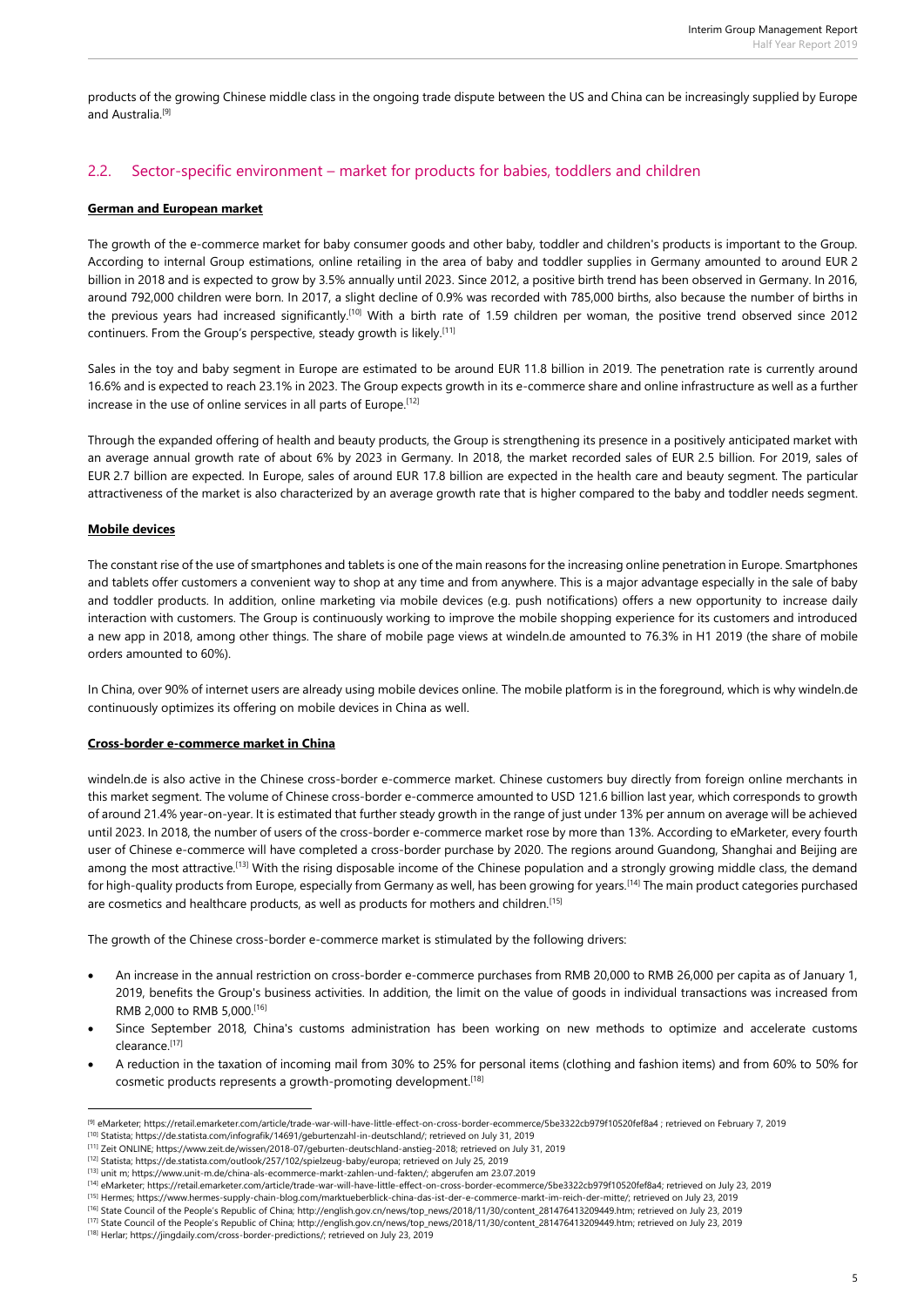products of the growing Chinese middle class in the ongoing trade dispute between the US and China can be increasingly supplied by Europe and Australia.[9]

## 2.2. Sector-specific environment – market for products for babies, toddlers and children

**German and European market**

The growth of the e-commerce market for baby consumer goods and other baby, toddler and children's products is important to the Group. According to internal Group estimations, online retailing in the area of baby and toddler supplies in Germany amounted to around EUR 2 billion in 2018 and is expected to grow by 3.5% annually until 2023. Since 2012, a positive birth trend has been observed in Germany. In 2016, around 792,000 children were born. In 2017, a slight decline of 0.9% was recorded with 785,000 births, also because the number of births in the previous years had increased significantly.[10] With a birth rate of 1.59 children per woman, the positive trend observed since 2012 continuers. From the Group's perspective, steady growth is likely.[11]

Sales in the toy and baby segment in Europe are estimated to be around EUR 11.8 billion in 2019. The penetration rate is currently around 16.6% and is expected to reach 23.1% in 2023. The Group expects growth in its e-commerce share and online infrastructure as well as a further increase in the use of online services in all parts of Europe.[12]

Through the expanded offering of health and beauty products, the Group is strengthening its presence in a positively anticipated market with an average annual growth rate of about 6% by 2023 in Germany. In 2018, the market recorded sales of EUR 2.5 billion. For 2019, sales of EUR 2.7 billion are expected. In Europe, sales of around EUR 17.8 billion are expected in the health care and beauty segment. The particular attractiveness of the market is also characterized by an average growth rate that is higher compared to the baby and toddler needs segment.

**Mobile devices**

The constant rise of the use of smartphones and tablets is one of the main reasons for the increasing online penetration in Europe. Smartphones and tablets offer customers a convenient way to shop at any time and from anywhere. This is a major advantage especially in the sale of baby and toddler products. In addition, online marketing via mobile devices (e.g. push notifications) offers a new opportunity to increase daily interaction with customers. The Group is continuously working to improve the mobile shopping experience for its customers and introduced a new app in 2018, among other things. The share of mobile page views at windeln.de amounted to 76.3% in H1 2019 (the share of mobile orders amounted to 60%).

In China, over 90% of internet users are already using mobile devices online. The mobile platform is in the foreground, which is why windeln.de continuously optimizes its offering on mobile devices in China as well.

**Cross-border e-commerce market in China**

windeln.de is also active in the Chinese cross-border e-commerce market. Chinese customers buy directly from foreign online merchants in this market segment. The volume of Chinese cross-border e-commerce amounted to USD 121.6 billion last year, which corresponds to growth of around 21.4% year-on-year. It is estimated that further steady growth in the range of just under 13% per annum on average will be achieved until 2023. In 2018, the number of users of the cross-border e-commerce market rose by more than 13%. According to eMarketer, every fourth user of Chinese e-commerce will have completed a cross-border purchase by 2020. The regions around Guandong, Shanghai and Beijing are among the most attractive.[13] With the rising disposable income of the Chinese population and a strongly growing middle class, the demand for high-quality products from Europe, especially from Germany as well, has been growing for years.[14] The main product categories purchased are cosmetics and healthcare products, as well as products for mothers and children.[15]

The growth of the Chinese cross-border e-commerce market is stimulated by the following drivers:

- An increase in the annual restriction on cross-border e-commerce purchases from RMB 20,000 to RMB 26,000 per capita as of January 1, 2019, benefits the Group's business activities. In addition, the limit on the value of goods in individual transactions was increased from RMB 2,000 to RMB 5,000.[16]
- Since September 2018, China's customs administration has been working on new methods to optimize and accelerate customs clearance.[17]
- A reduction in the taxation of incoming mail from 30% to 25% for personal items (clothing and fashion items) and from 60% to 50% for cosmetic products represents a growth-promoting development.[18]

---

[9] eMarketer; https://retail.emarketer.com/article/trade-war-will-have-little-effect-on-cross-border-ecommerce/5be3322cb979f10520fef8a4 ; retrieved on February 7, 2019
[10] Statista; https://de.statista.com/infografik/14691/geburtenzahl-in-deutschland/; retrieved on July 31, 2019
[11] Zeit ONLINE; https://www.zeit.de/wissen/2018-07/geburten-deutschland-anstieg-2018; retrieved on July 31, 2019
[12] Statista; https://de.statista.com/outlook/257/102/spielzeug-baby/europa; retrieved on July 25, 2019
[13] unit m; https://www.unit-m.de/china-als-ecommerce-markt-zahlen-und-fakten/; abgerufen am 23.07.2019
[14] eMarketer; https://retail.emarketer.com/article/trade-war-will-have-little-effect-on-cross-border-ecommerce/5be3322cb979f10520fef8a4; retrieved on July 23, 2019
[15] Hermes; https://www.hermes-supply-chain-blog.com/marktueberblick-china-das-ist-der-e-commerce-markt-im-reich-der-mitte/; retrieved on July 23, 2019
[16] State Council of the People's Republic of China; http://english.gov.cn/news/top_news/2018/11/30/content_281476413209449.htm; retrieved on July 23, 2019
[17] State Council of the People's Republic of China; http://english.gov.cn/news/top_news/2018/11/30/content_281476413209449.htm; retrieved on July 23, 2019
[18] Herlar; https://jingdaily.com/cross-border-predictions/; retrieved on July 23, 2019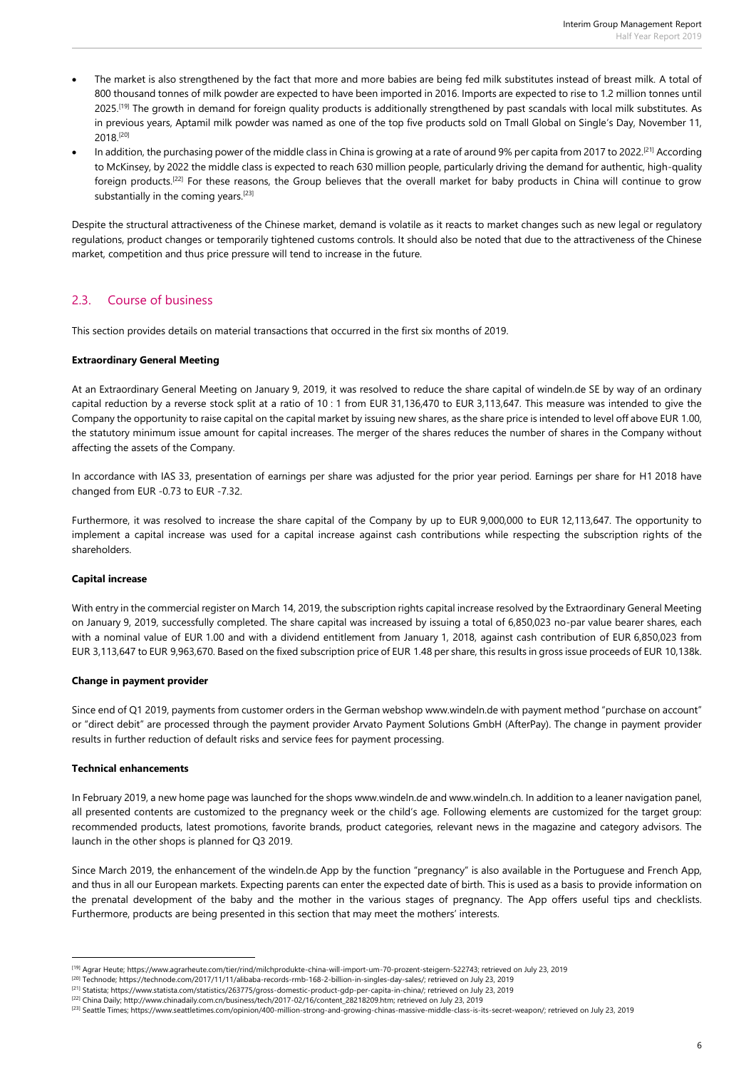- The market is also strengthened by the fact that more and more babies are being fed milk substitutes instead of breast milk. A total of 800 thousand tonnes of milk powder are expected to have been imported in 2016. Imports are expected to rise to 1.2 million tonnes until 2025.[19] The growth in demand for foreign quality products is additionally strengthened by past scandals with local milk substitutes. As in previous years, Aptamil milk powder was named as one of the top five products sold on Tmall Global on Single's Day, November 11, 2018.[20]
- In addition, the purchasing power of the middle class in China is growing at a rate of around 9% per capita from 2017 to 2022.[21] According to McKinsey, by 2022 the middle class is expected to reach 630 million people, particularly driving the demand for authentic, high-quality foreign products.[22] For these reasons, the Group believes that the overall market for baby products in China will continue to grow substantially in the coming years.[23]

Despite the structural attractiveness of the Chinese market, demand is volatile as it reacts to market changes such as new legal or regulatory regulations, product changes or temporarily tightened customs controls. It should also be noted that due to the attractiveness of the Chinese market, competition and thus price pressure will tend to increase in the future.

## 2.3. Course of business

This section provides details on material transactions that occurred in the first six months of 2019.

**Extraordinary General Meeting**

At an Extraordinary General Meeting on January 9, 2019, it was resolved to reduce the share capital of windeln.de SE by way of an ordinary capital reduction by a reverse stock split at a ratio of 10 : 1 from EUR 31,136,470 to EUR 3,113,647. This measure was intended to give the Company the opportunity to raise capital on the capital market by issuing new shares, as the share price is intended to level off above EUR 1.00, the statutory minimum issue amount for capital increases. The merger of the shares reduces the number of shares in the Company without affecting the assets of the Company.

In accordance with IAS 33, presentation of earnings per share was adjusted for the prior year period. Earnings per share for H1 2018 have changed from EUR -0.73 to EUR -7.32.

Furthermore, it was resolved to increase the share capital of the Company by up to EUR 9,000,000 to EUR 12,113,647. The opportunity to implement a capital increase was used for a capital increase against cash contributions while respecting the subscription rights of the shareholders.

**Capital increase**

With entry in the commercial register on March 14, 2019, the subscription rights capital increase resolved by the Extraordinary General Meeting on January 9, 2019, successfully completed. The share capital was increased by issuing a total of 6,850,023 no-par value bearer shares, each with a nominal value of EUR 1.00 and with a dividend entitlement from January 1, 2018, against cash contribution of EUR 6,850,023 from EUR 3,113,647 to EUR 9,963,670. Based on the fixed subscription price of EUR 1.48 per share, this results in gross issue proceeds of EUR 10,138k.

**Change in payment provider**

Since end of Q1 2019, payments from customer orders in the German webshop www.windeln.de with payment method "purchase on account" or "direct debit" are processed through the payment provider Arvato Payment Solutions GmbH (AfterPay). The change in payment provider results in further reduction of default risks and service fees for payment processing.

**Technical enhancements**

In February 2019, a new home page was launched for the shops www.windeln.de and www.windeln.ch. In addition to a leaner navigation panel, all presented contents are customized to the pregnancy week or the child's age. Following elements are customized for the target group: recommended products, latest promotions, favorite brands, product categories, relevant news in the magazine and category advisors. The launch in the other shops is planned for Q3 2019.

Since March 2019, the enhancement of the windeln.de App by the function "pregnancy" is also available in the Portuguese and French App, and thus in all our European markets. Expecting parents can enter the expected date of birth. This is used as a basis to provide information on the prenatal development of the baby and the mother in the various stages of pregnancy. The App offers useful tips and checklists. Furthermore, products are being presented in this section that may meet the mothers' interests.

---

[19] Agrar Heute; https://www.agrarheute.com/tier/rind/milchprodukte-china-will-import-um-70-prozent-steigern-522743; retrieved on July 23, 2019
[20] Technode; https://technode.com/2017/11/11/alibaba-records-rmb-168-2-billion-in-singles-day-sales/; retrieved on July 23, 2019
[21] Statista; https://www.statista.com/statistics/263775/gross-domestic-product-gdp-per-capita-in-china/; retrieved on July 23, 2019
[22] China Daily; http://www.chinadaily.com.cn/business/tech/2017-02/16/content_28218209.htm; retrieved on July 23, 2019
[23] Seattle Times; https://www.seattletimes.com/opinion/400-million-strong-and-growing-chinas-massive-middle-class-is-its-secret-weapon/; retrieved on July 23, 2019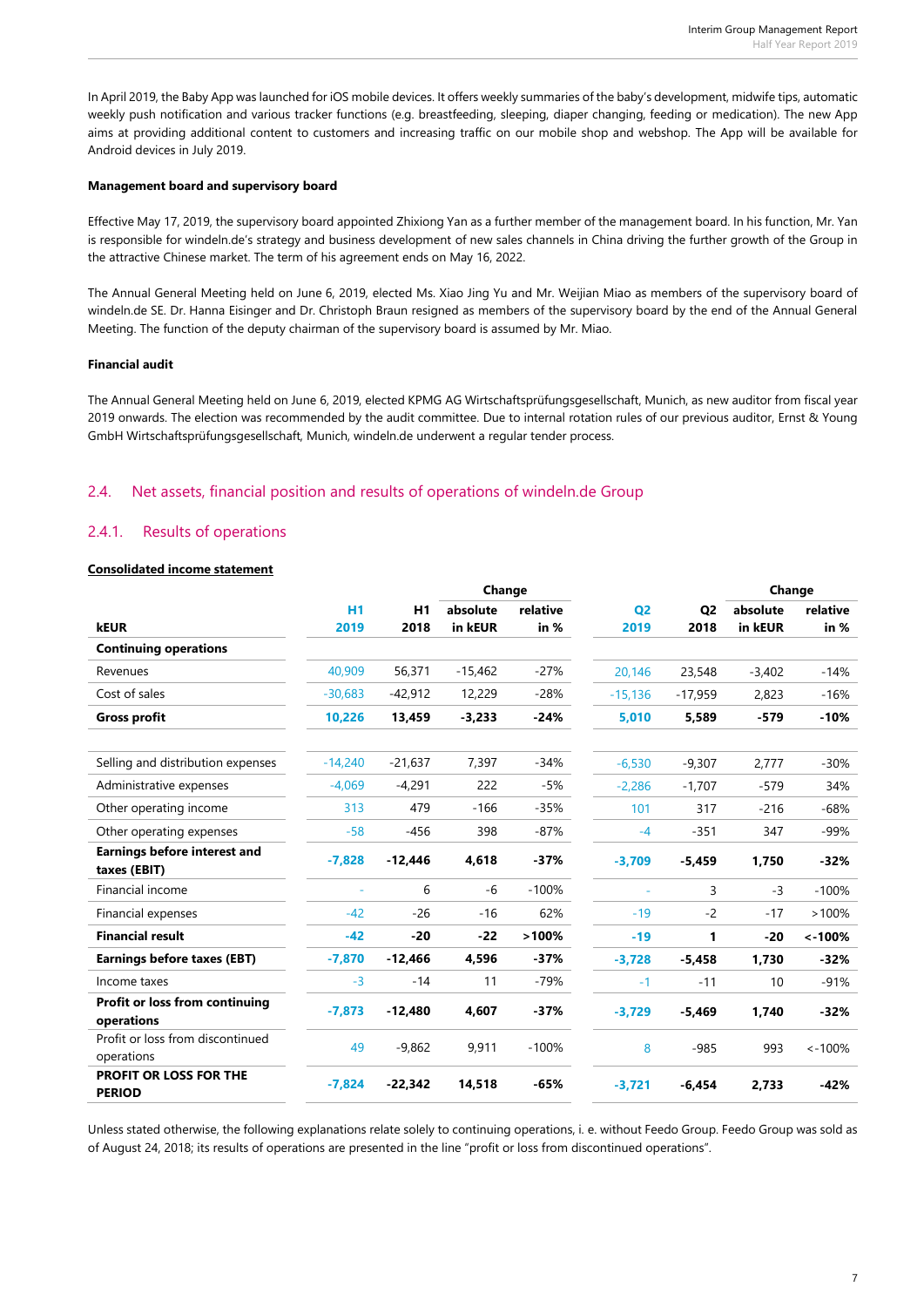In April 2019, the Baby App was launched for iOS mobile devices. It offers weekly summaries of the baby's development, midwife tips, automatic weekly push notification and various tracker functions (e.g. breastfeeding, sleeping, diaper changing, feeding or medication). The new App aims at providing additional content to customers and increasing traffic on our mobile shop and webshop. The App will be available for Android devices in July 2019.

**Management board and supervisory board**

Effective May 17, 2019, the supervisory board appointed Zhixiong Yan as a further member of the management board. In his function, Mr. Yan is responsible for windeln.de's strategy and business development of new sales channels in China driving the further growth of the Group in the attractive Chinese market. The term of his agreement ends on May 16, 2022.

The Annual General Meeting held on June 6, 2019, elected Ms. Xiao Jing Yu and Mr. Weijian Miao as members of the supervisory board of windeln.de SE. Dr. Hanna Eisinger and Dr. Christoph Braun resigned as members of the supervisory board by the end of the Annual General Meeting. The function of the deputy chairman of the supervisory board is assumed by Mr. Miao.

**Financial audit**

The Annual General Meeting held on June 6, 2019, elected KPMG AG Wirtschaftsprüfungsgesellschaft, Munich, as new auditor from fiscal year 2019 onwards. The election was recommended by the audit committee. Due to internal rotation rules of our previous auditor, Ernst & Young GmbH Wirtschaftsprüfungsgesellschaft, Munich, windeln.de underwent a regular tender process.

## 2.4. Net assets, financial position and results of operations of windeln.de Group

### 2.4.1. Results of operations

**Consolidated income statement**

| kEUR | H1 2019 | H1 2018 | Change absolute in kEUR | Change relative in % | Q2 2019 | Q2 2018 | Change absolute in kEUR | Change relative in % |
|---|---|---|---|---|---|---|---|---|
| **Continuing operations** | | | | | | | | |
| Revenues | 40,909 | 56,371 | -15,462 | -27% | 20,146 | 23,548 | -3,402 | -14% |
| Cost of sales | -30,683 | -42,912 | 12,229 | -28% | -15,136 | -17,959 | 2,823 | -16% |
| **Gross profit** | **10,226** | **13,459** | **-3,233** | **-24%** | **5,010** | **5,589** | **-579** | **-10%** |
| | | | | | | | | |
| Selling and distribution expenses | -14,240 | -21,637 | 7,397 | -34% | -6,530 | -9,307 | 2,777 | -30% |
| Administrative expenses | -4,069 | -4,291 | 222 | -5% | -2,286 | -1,707 | -579 | 34% |
| Other operating income | 313 | 479 | -166 | -35% | 101 | 317 | -216 | -68% |
| Other operating expenses | -58 | -456 | 398 | -87% | -4 | -351 | 347 | -99% |
| **Earnings before interest and taxes (EBIT)** | **-7,828** | **-12,446** | **4,618** | **-37%** | **-3,709** | **-5,459** | **1,750** | **-32%** |
| Financial income | - | 6 | -6 | -100% | - | 3 | -3 | -100% |
| Financial expenses | -42 | -26 | -16 | 62% | -19 | -2 | -17 | >100% |
| **Financial result** | **-42** | **-20** | **-22** | **>100%** | **-19** | **1** | **-20** | **<-100%** |
| **Earnings before taxes (EBT)** | **-7,870** | **-12,466** | **4,596** | **-37%** | **-3,728** | **-5,458** | **1,730** | **-32%** |
| Income taxes | -3 | -14 | 11 | -79% | -1 | -11 | 10 | -91% |
| **Profit or loss from continuing operations** | **-7,873** | **-12,480** | **4,607** | **-37%** | **-3,729** | **-5,469** | **1,740** | **-32%** |
| Profit or loss from discontinued operations | 49 | -9,862 | 9,911 | -100% | 8 | -985 | 993 | <-100% |
| **PROFIT OR LOSS FOR THE PERIOD** | **-7,824** | **-22,342** | **14,518** | **-65%** | **-3,721** | **-6,454** | **2,733** | **-42%** |

Unless stated otherwise, the following explanations relate solely to continuing operations, i. e. without Feedo Group. Feedo Group was sold as of August 24, 2018; its results of operations are presented in the line "profit or loss from discontinued operations".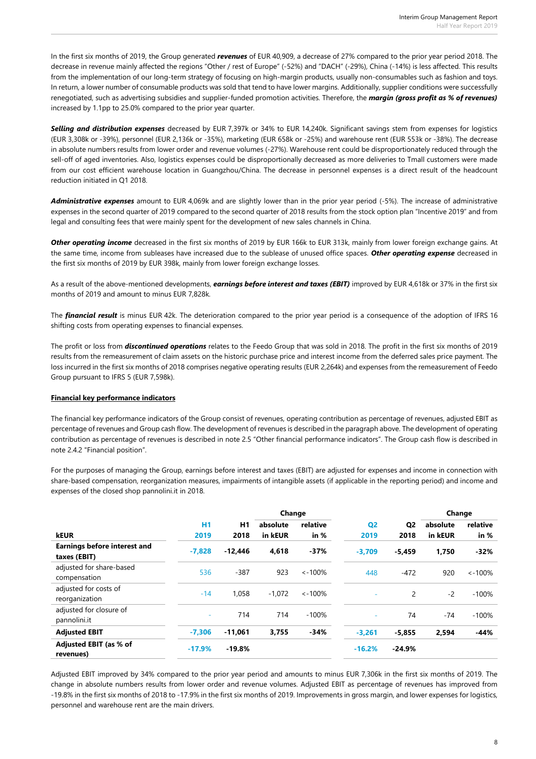In the first six months of 2019, the Group generated ***revenues*** of EUR 40,909, a decrease of 27% compared to the prior year period 2018. The decrease in revenue mainly affected the regions "Other / rest of Europe" (-52%) and "DACH" (-29%), China (-14%) is less affected. This results from the implementation of our long-term strategy of focusing on high-margin products, usually non-consumables such as fashion and toys. In return, a lower number of consumable products was sold that tend to have lower margins. Additionally, supplier conditions were successfully renegotiated, such as advertising subsidies and supplier-funded promotion activities. Therefore, the ***margin (gross profit as % of revenues)*** increased by 1.1pp to 25.0% compared to the prior year quarter.

***Selling and distribution expenses*** decreased by EUR 7,397k or 34% to EUR 14,240k. Significant savings stem from expenses for logistics (EUR 3,308k or -39%), personnel (EUR 2,136k or -35%), marketing (EUR 658k or -25%) and warehouse rent (EUR 553k or -38%). The decrease in absolute numbers results from lower order and revenue volumes (-27%). Warehouse rent could be disproportionately reduced through the sell-off of aged inventories. Also, logistics expenses could be disproportionally decreased as more deliveries to Tmall customers were made from our cost efficient warehouse location in Guangzhou/China. The decrease in personnel expenses is a direct result of the headcount reduction initiated in Q1 2018.

***Administrative expenses*** amount to EUR 4,069k and are slightly lower than in the prior year period (-5%). The increase of administrative expenses in the second quarter of 2019 compared to the second quarter of 2018 results from the stock option plan "Incentive 2019" and from legal and consulting fees that were mainly spent for the development of new sales channels in China.

***Other operating income*** decreased in the first six months of 2019 by EUR 166k to EUR 313k, mainly from lower foreign exchange gains. At the same time, income from subleases have increased due to the sublease of unused office spaces. ***Other operating expense*** decreased in the first six months of 2019 by EUR 398k, mainly from lower foreign exchange losses.

As a result of the above-mentioned developments, ***earnings before interest and taxes (EBIT)*** improved by EUR 4,618k or 37% in the first six months of 2019 and amount to minus EUR 7,828k.

The ***financial result*** is minus EUR 42k. The deterioration compared to the prior year period is a consequence of the adoption of IFRS 16 shifting costs from operating expenses to financial expenses.

The profit or loss from ***discontinued operations*** relates to the Feedo Group that was sold in 2018. The profit in the first six months of 2019 results from the remeasurement of claim assets on the historic purchase price and interest income from the deferred sales price payment. The loss incurred in the first six months of 2018 comprises negative operating results (EUR 2,264k) and expenses from the remeasurement of Feedo Group pursuant to IFRS 5 (EUR 7,598k).

**Financial key performance indicators**

The financial key performance indicators of the Group consist of revenues, operating contribution as percentage of revenues, adjusted EBIT as percentage of revenues and Group cash flow. The development of revenues is described in the paragraph above. The development of operating contribution as percentage of revenues is described in note 2.5 "Other financial performance indicators". The Group cash flow is described in note 2.4.2 "Financial position".

For the purposes of managing the Group, earnings before interest and taxes (EBIT) are adjusted for expenses and income in connection with share-based compensation, reorganization measures, impairments of intangible assets (if applicable in the reporting period) and income and expenses of the closed shop pannolini.it in 2018.

| | | | Change | | | | Change | |
|---|---|---|---|---|---|---|---|---|
| **kEUR** | **H1 2019** | **H1 2018** | **absolute in kEUR** | **relative in %** | **Q2 2019** | **Q2 2018** | **absolute in kEUR** | **relative in %** |
| **Earnings before interest and taxes (EBIT)** | **-7,828** | **-12,446** | **4,618** | **-37%** | **-3,709** | **-5,459** | **1,750** | **-32%** |
| adjusted for share-based compensation | 536 | -387 | 923 | <-100% | 448 | -472 | 920 | <-100% |
| adjusted for costs of reorganization | -14 | 1,058 | -1,072 | <-100% | - | 2 | -2 | -100% |
| adjusted for closure of pannolini.it | - | 714 | 714 | -100% | - | 74 | -74 | -100% |
| **Adjusted EBIT** | **-7,306** | **-11,061** | **3,755** | **-34%** | **-3,261** | **-5,855** | **2,594** | **-44%** |
| **Adjusted EBIT (as % of revenues)** | **-17.9%** | **-19.8%** | | | **-16.2%** | **-24.9%** | | |

Adjusted EBIT improved by 34% compared to the prior year period and amounts to minus EUR 7,306k in the first six months of 2019. The change in absolute numbers results from lower order and revenue volumes. Adjusted EBIT as percentage of revenues has improved from -19.8% in the first six months of 2018 to -17.9% in the first six months of 2019. Improvements in gross margin, and lower expenses for logistics, personnel and warehouse rent are the main drivers.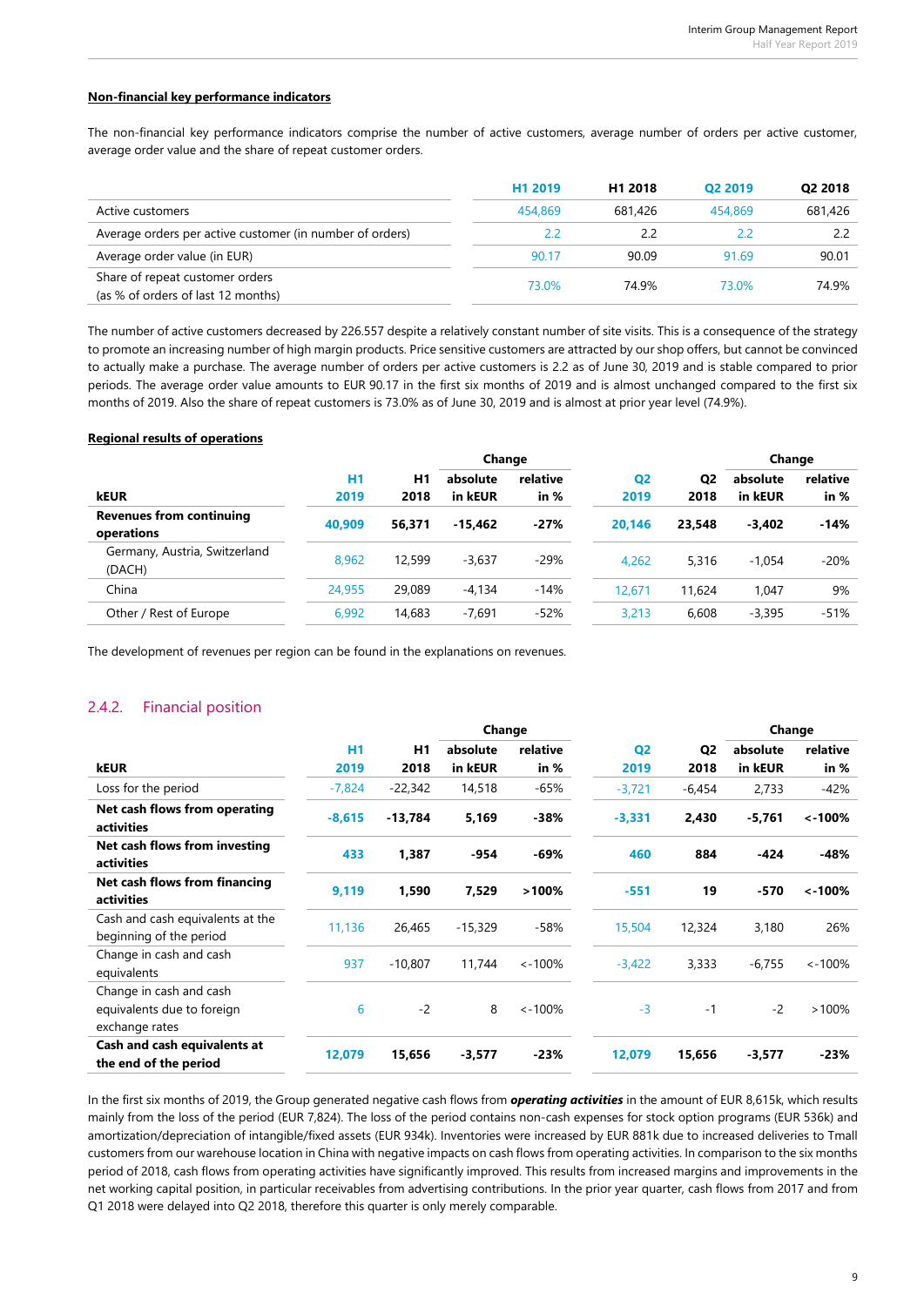**Non-financial key performance indicators**

The non-financial key performance indicators comprise the number of active customers, average number of orders per active customer, average order value and the share of repeat customer orders.

| | H1 2019 | H1 2018 | Q2 2019 | Q2 2018 |
|---|---|---|---|---|
| Active customers | 454,869 | 681,426 | 454,869 | 681,426 |
| Average orders per active customer (in number of orders) | 2.2 | 2.2 | 2.2 | 2.2 |
| Average order value (in EUR) | 90.17 | 90.09 | 91.69 | 90.01 |
| Share of repeat customer orders (as % of orders of last 12 months) | 73.0% | 74.9% | 73.0% | 74.9% |

The number of active customers decreased by 226.557 despite a relatively constant number of site visits. This is a consequence of the strategy to promote an increasing number of high margin products. Price sensitive customers are attracted by our shop offers, but cannot be convinced to actually make a purchase. The average number of orders per active customers is 2.2 as of June 30, 2019 and is stable compared to prior periods. The average order value amounts to EUR 90.17 in the first six months of 2019 and is almost unchanged compared to the first six months of 2019. Also the share of repeat customers is 73.0% as of June 30, 2019 and is almost at prior year level (74.9%).

**Regional results of operations**

| | | | Change | | | | Change | |
|---|---|---|---|---|---|---|---|---|
| kEUR | H1 2019 | H1 2018 | absolute in kEUR | relative in % | Q2 2019 | Q2 2018 | absolute in kEUR | relative in % |
| **Revenues from continuing operations** | **40,909** | **56,371** | **-15,462** | **-27%** | **20,146** | **23,548** | **-3,402** | **-14%** |
| Germany, Austria, Switzerland (DACH) | 8,962 | 12,599 | -3,637 | -29% | 4,262 | 5,316 | -1,054 | -20% |
| China | 24,955 | 29,089 | -4,134 | -14% | 12,671 | 11,624 | 1,047 | 9% |
| Other / Rest of Europe | 6,992 | 14,683 | -7,691 | -52% | 3,213 | 6,608 | -3,395 | -51% |

The development of revenues per region can be found in the explanations on revenues.

## 2.4.2. Financial position

| | | | Change | | | | Change | |
|---|---|---|---|---|---|---|---|---|
| kEUR | H1 2019 | H1 2018 | absolute in kEUR | relative in % | Q2 2019 | Q2 2018 | absolute in kEUR | relative in % |
| Loss for the period | -7,824 | -22,342 | 14,518 | -65% | -3,721 | -6,454 | 2,733 | -42% |
| **Net cash flows from operating activities** | **-8,615** | **-13,784** | **5,169** | **-38%** | **-3,331** | **2,430** | **-5,761** | **<-100%** |
| **Net cash flows from investing activities** | **433** | **1,387** | **-954** | **-69%** | **460** | **884** | **-424** | **-48%** |
| **Net cash flows from financing activities** | **9,119** | **1,590** | **7,529** | **>100%** | **-551** | **19** | **-570** | **<-100%** |
| Cash and cash equivalents at the beginning of the period | 11,136 | 26,465 | -15,329 | -58% | 15,504 | 12,324 | 3,180 | 26% |
| Change in cash and cash equivalents | 937 | -10,807 | 11,744 | <-100% | -3,422 | 3,333 | -6,755 | <-100% |
| Change in cash and cash equivalents due to foreign exchange rates | 6 | -2 | 8 | <-100% | -3 | -1 | -2 | >100% |
| **Cash and cash equivalents at the end of the period** | **12,079** | **15,656** | **-3,577** | **-23%** | **12,079** | **15,656** | **-3,577** | **-23%** |

In the first six months of 2019, the Group generated negative cash flows from ***operating activities*** in the amount of EUR 8,615k, which results mainly from the loss of the period (EUR 7,824). The loss of the period contains non-cash expenses for stock option programs (EUR 536k) and amortization/depreciation of intangible/fixed assets (EUR 934k). Inventories were increased by EUR 881k due to increased deliveries to Tmall customers from our warehouse location in China with negative impacts on cash flows from operating activities. In comparison to the six months period of 2018, cash flows from operating activities have significantly improved. This results from increased margins and improvements in the net working capital position, in particular receivables from advertising contributions. In the prior year quarter, cash flows from 2017 and from Q1 2018 were delayed into Q2 2018, therefore this quarter is only merely comparable.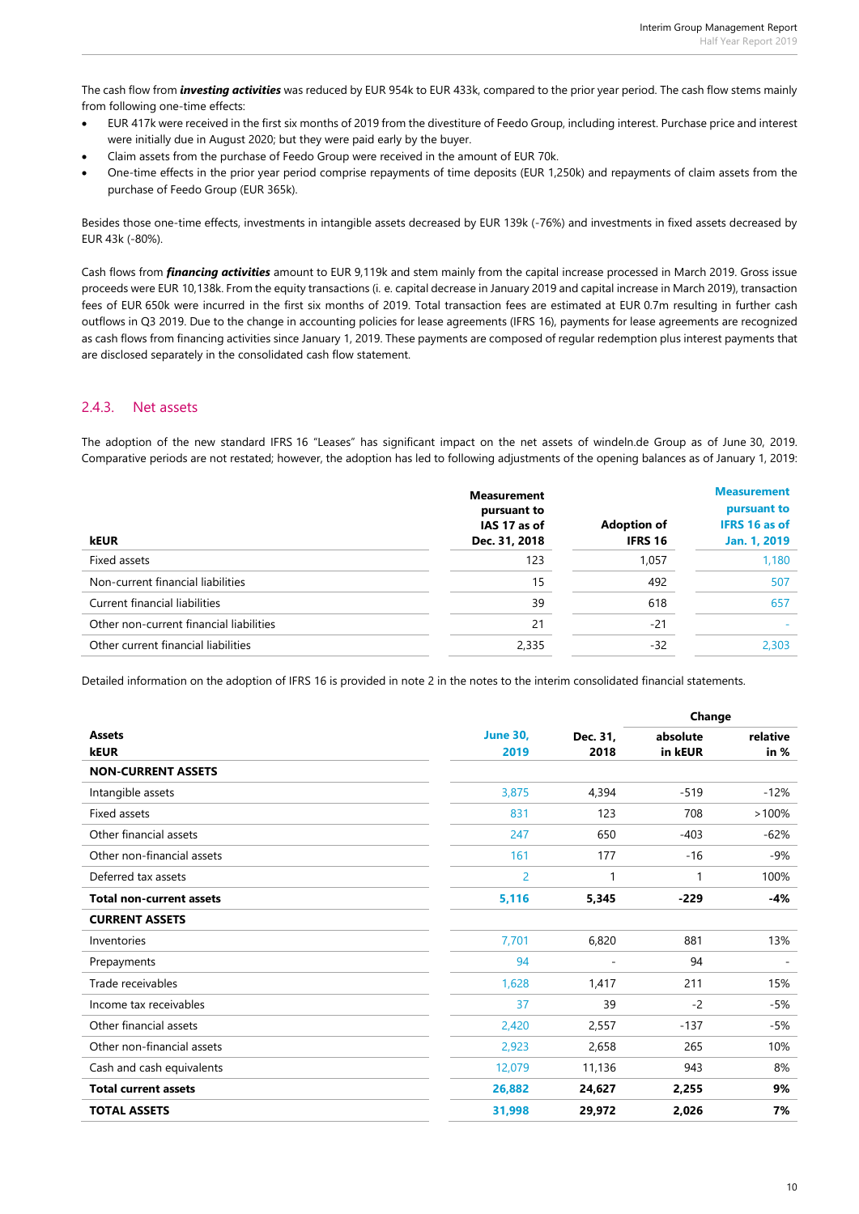The cash flow from ***investing activities*** was reduced by EUR 954k to EUR 433k, compared to the prior year period. The cash flow stems mainly from following one-time effects:

- EUR 417k were received in the first six months of 2019 from the divestiture of Feedo Group, including interest. Purchase price and interest were initially due in August 2020; but they were paid early by the buyer.
- Claim assets from the purchase of Feedo Group were received in the amount of EUR 70k.
- One-time effects in the prior year period comprise repayments of time deposits (EUR 1,250k) and repayments of claim assets from the purchase of Feedo Group (EUR 365k).

Besides those one-time effects, investments in intangible assets decreased by EUR 139k (-76%) and investments in fixed assets decreased by EUR 43k (-80%).

Cash flows from ***financing activities*** amount to EUR 9,119k and stem mainly from the capital increase processed in March 2019. Gross issue proceeds were EUR 10,138k. From the equity transactions (i. e. capital decrease in January 2019 and capital increase in March 2019), transaction fees of EUR 650k were incurred in the first six months of 2019. Total transaction fees are estimated at EUR 0.7m resulting in further cash outflows in Q3 2019. Due to the change in accounting policies for lease agreements (IFRS 16), payments for lease agreements are recognized as cash flows from financing activities since January 1, 2019. These payments are composed of regular redemption plus interest payments that are disclosed separately in the consolidated cash flow statement.

### 2.4.3. Net assets

The adoption of the new standard IFRS 16 "Leases" has significant impact on the net assets of windeln.de Group as of June 30, 2019. Comparative periods are not restated; however, the adoption has led to following adjustments of the opening balances as of January 1, 2019:

| kEUR | Measurement pursuant to IAS 17 as of Dec. 31, 2018 | Adoption of IFRS 16 | Measurement pursuant to IFRS 16 as of Jan. 1, 2019 |
|---|---|---|---|
| Fixed assets | 123 | 1,057 | 1,180 |
| Non-current financial liabilities | 15 | 492 | 507 |
| Current financial liabilities | 39 | 618 | 657 |
| Other non-current financial liabilities | 21 | -21 | - |
| Other current financial liabilities | 2,335 | -32 | 2,303 |

Detailed information on the adoption of IFRS 16 is provided in note 2 in the notes to the interim consolidated financial statements.

| Assets kEUR | June 30, 2019 | Dec. 31, 2018 | Change absolute in kEUR | Change relative in % |
|---|---|---|---|---|
| **NON-CURRENT ASSETS** | | | | |
| Intangible assets | 3,875 | 4,394 | -519 | -12% |
| Fixed assets | 831 | 123 | 708 | >100% |
| Other financial assets | 247 | 650 | -403 | -62% |
| Other non-financial assets | 161 | 177 | -16 | -9% |
| Deferred tax assets | 2 | 1 | 1 | 100% |
| **Total non-current assets** | **5,116** | **5,345** | **-229** | **-4%** |
| **CURRENT ASSETS** | | | | |
| Inventories | 7,701 | 6,820 | 881 | 13% |
| Prepayments | 94 | - | 94 | - |
| Trade receivables | 1,628 | 1,417 | 211 | 15% |
| Income tax receivables | 37 | 39 | -2 | -5% |
| Other financial assets | 2,420 | 2,557 | -137 | -5% |
| Other non-financial assets | 2,923 | 2,658 | 265 | 10% |
| Cash and cash equivalents | 12,079 | 11,136 | 943 | 8% |
| **Total current assets** | **26,882** | **24,627** | **2,255** | **9%** |
| **TOTAL ASSETS** | **31,998** | **29,972** | **2,026** | **7%** |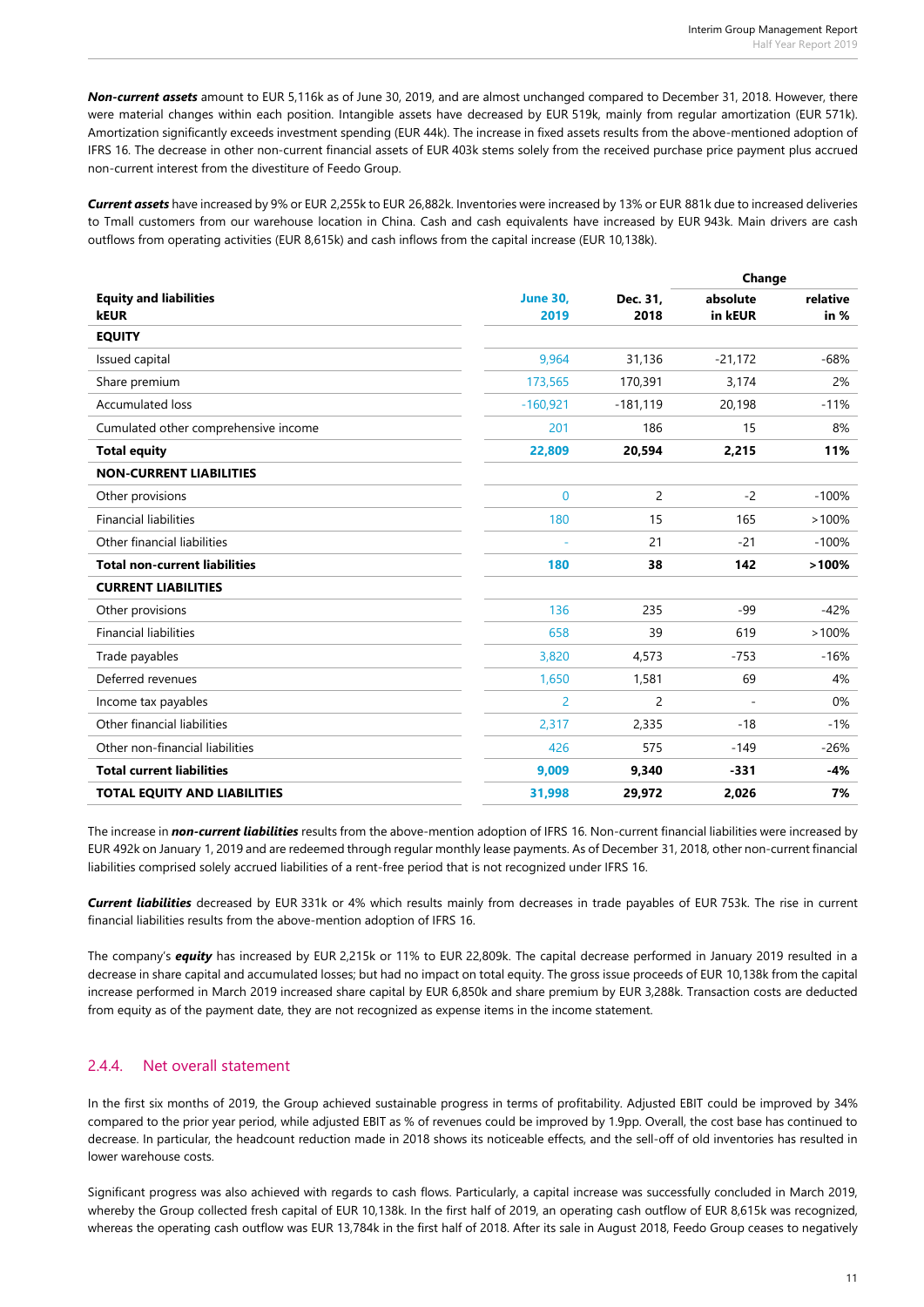***Non-current assets*** amount to EUR 5,116k as of June 30, 2019, and are almost unchanged compared to December 31, 2018. However, there were material changes within each position. Intangible assets have decreased by EUR 519k, mainly from regular amortization (EUR 571k). Amortization significantly exceeds investment spending (EUR 44k). The increase in fixed assets results from the above-mentioned adoption of IFRS 16. The decrease in other non-current financial assets of EUR 403k stems solely from the received purchase price payment plus accrued non-current interest from the divestiture of Feedo Group.

***Current assets*** have increased by 9% or EUR 2,255k to EUR 26,882k. Inventories were increased by 13% or EUR 881k due to increased deliveries to Tmall customers from our warehouse location in China. Cash and cash equivalents have increased by EUR 943k. Main drivers are cash outflows from operating activities (EUR 8,615k) and cash inflows from the capital increase (EUR 10,138k).

| | | | Change | |
|---|---|---|---|---|
| **Equity and liabilities kEUR** | **June 30, 2019** | **Dec. 31, 2018** | **absolute in kEUR** | **relative in %** |
| **EQUITY** | | | | |
| Issued capital | 9,964 | 31,136 | -21,172 | -68% |
| Share premium | 173,565 | 170,391 | 3,174 | 2% |
| Accumulated loss | -160,921 | -181,119 | 20,198 | -11% |
| Cumulated other comprehensive income | 201 | 186 | 15 | 8% |
| **Total equity** | **22,809** | **20,594** | **2,215** | **11%** |
| **NON-CURRENT LIABILITIES** | | | | |
| Other provisions | 0 | 2 | -2 | -100% |
| Financial liabilities | 180 | 15 | 165 | >100% |
| Other financial liabilities | - | 21 | -21 | -100% |
| **Total non-current liabilities** | **180** | **38** | **142** | **>100%** |
| **CURRENT LIABILITIES** | | | | |
| Other provisions | 136 | 235 | -99 | -42% |
| Financial liabilities | 658 | 39 | 619 | >100% |
| Trade payables | 3,820 | 4,573 | -753 | -16% |
| Deferred revenues | 1,650 | 1,581 | 69 | 4% |
| Income tax payables | 2 | 2 | - | 0% |
| Other financial liabilities | 2,317 | 2,335 | -18 | -1% |
| Other non-financial liabilities | 426 | 575 | -149 | -26% |
| **Total current liabilities** | **9,009** | **9,340** | **-331** | **-4%** |
| **TOTAL EQUITY AND LIABILITIES** | **31,998** | **29,972** | **2,026** | **7%** |

The increase in ***non-current liabilities*** results from the above-mention adoption of IFRS 16. Non-current financial liabilities were increased by EUR 492k on January 1, 2019 and are redeemed through regular monthly lease payments. As of December 31, 2018, other non-current financial liabilities comprised solely accrued liabilities of a rent-free period that is not recognized under IFRS 16.

***Current liabilities*** decreased by EUR 331k or 4% which results mainly from decreases in trade payables of EUR 753k. The rise in current financial liabilities results from the above-mention adoption of IFRS 16.

The company's ***equity*** has increased by EUR 2,215k or 11% to EUR 22,809k. The capital decrease performed in January 2019 resulted in a decrease in share capital and accumulated losses; but had no impact on total equity. The gross issue proceeds of EUR 10,138k from the capital increase performed in March 2019 increased share capital by EUR 6,850k and share premium by EUR 3,288k. Transaction costs are deducted from equity as of the payment date, they are not recognized as expense items in the income statement.

### 2.4.4. Net overall statement

In the first six months of 2019, the Group achieved sustainable progress in terms of profitability. Adjusted EBIT could be improved by 34% compared to the prior year period, while adjusted EBIT as % of revenues could be improved by 1.9pp. Overall, the cost base has continued to decrease. In particular, the headcount reduction made in 2018 shows its noticeable effects, and the sell-off of old inventories has resulted in lower warehouse costs.

Significant progress was also achieved with regards to cash flows. Particularly, a capital increase was successfully concluded in March 2019, whereby the Group collected fresh capital of EUR 10,138k. In the first half of 2019, an operating cash outflow of EUR 8,615k was recognized, whereas the operating cash outflow was EUR 13,784k in the first half of 2018. After its sale in August 2018, Feedo Group ceases to negatively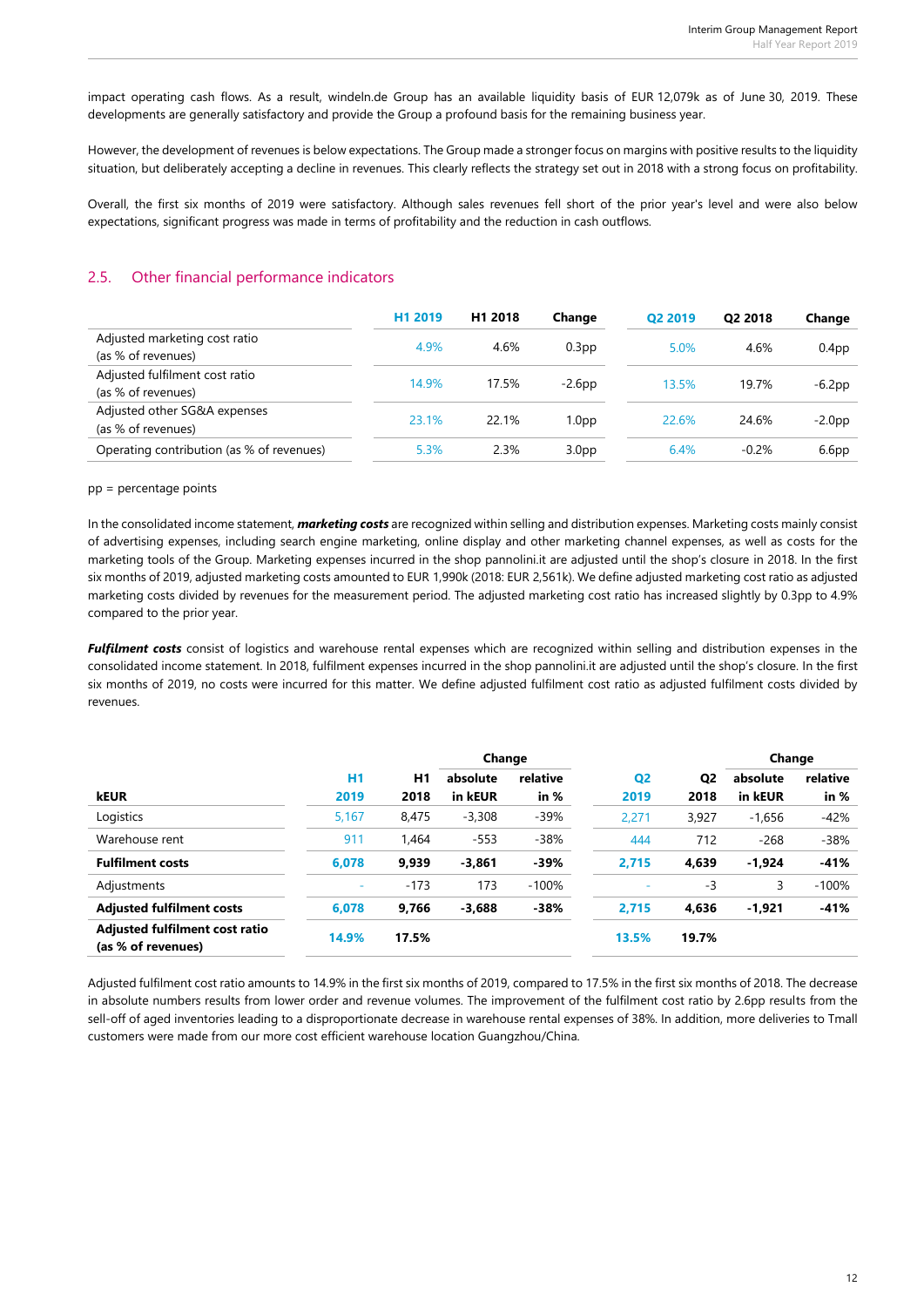impact operating cash flows. As a result, windeln.de Group has an available liquidity basis of EUR 12,079k as of June 30, 2019. These developments are generally satisfactory and provide the Group a profound basis for the remaining business year.

However, the development of revenues is below expectations. The Group made a stronger focus on margins with positive results to the liquidity situation, but deliberately accepting a decline in revenues. This clearly reflects the strategy set out in 2018 with a strong focus on profitability.

Overall, the first six months of 2019 were satisfactory. Although sales revenues fell short of the prior year's level and were also below expectations, significant progress was made in terms of profitability and the reduction in cash outflows.

## 2.5. Other financial performance indicators

| | H1 2019 | H1 2018 | Change | Q2 2019 | Q2 2018 | Change |
|---|---|---|---|---|---|---|
| Adjusted marketing cost ratio (as % of revenues) | 4.9% | 4.6% | 0.3pp | 5.0% | 4.6% | 0.4pp |
| Adjusted fulfilment cost ratio (as % of revenues) | 14.9% | 17.5% | -2.6pp | 13.5% | 19.7% | -6.2pp |
| Adjusted other SG&A expenses (as % of revenues) | 23.1% | 22.1% | 1.0pp | 22.6% | 24.6% | -2.0pp |
| Operating contribution (as % of revenues) | 5.3% | 2.3% | 3.0pp | 6.4% | -0.2% | 6.6pp |

pp = percentage points

In the consolidated income statement, ***marketing costs*** are recognized within selling and distribution expenses. Marketing costs mainly consist of advertising expenses, including search engine marketing, online display and other marketing channel expenses, as well as costs for the marketing tools of the Group. Marketing expenses incurred in the shop pannolini.it are adjusted until the shop's closure in 2018. In the first six months of 2019, adjusted marketing costs amounted to EUR 1,990k (2018: EUR 2,561k). We define adjusted marketing cost ratio as adjusted marketing costs divided by revenues for the measurement period. The adjusted marketing cost ratio has increased slightly by 0.3pp to 4.9% compared to the prior year.

***Fulfilment costs*** consist of logistics and warehouse rental expenses which are recognized within selling and distribution expenses in the consolidated income statement. In 2018, fulfilment expenses incurred in the shop pannolini.it are adjusted until the shop's closure. In the first six months of 2019, no costs were incurred for this matter. We define adjusted fulfilment cost ratio as adjusted fulfilment costs divided by revenues.

| kEUR | H1 2019 | H1 2018 | Change absolute in kEUR | Change relative in % | Q2 2019 | Q2 2018 | Change absolute in kEUR | Change relative in % |
|---|---|---|---|---|---|---|---|---|
| Logistics | 5,167 | 8,475 | -3,308 | -39% | 2,271 | 3,927 | -1,656 | -42% |
| Warehouse rent | 911 | 1,464 | -553 | -38% | 444 | 712 | -268 | -38% |
| **Fulfilment costs** | **6,078** | **9,939** | **-3,861** | **-39%** | **2,715** | **4,639** | **-1,924** | **-41%** |
| Adjustments | - | -173 | 173 | -100% | - | -3 | 3 | -100% |
| **Adjusted fulfilment costs** | **6,078** | **9,766** | **-3,688** | **-38%** | **2,715** | **4,636** | **-1,921** | **-41%** |
| **Adjusted fulfilment cost ratio (as % of revenues)** | **14.9%** | **17.5%** | | | **13.5%** | **19.7%** | | |

Adjusted fulfilment cost ratio amounts to 14.9% in the first six months of 2019, compared to 17.5% in the first six months of 2018. The decrease in absolute numbers results from lower order and revenue volumes. The improvement of the fulfilment cost ratio by 2.6pp results from the sell-off of aged inventories leading to a disproportionate decrease in warehouse rental expenses of 38%. In addition, more deliveries to Tmall customers were made from our more cost efficient warehouse location Guangzhou/China.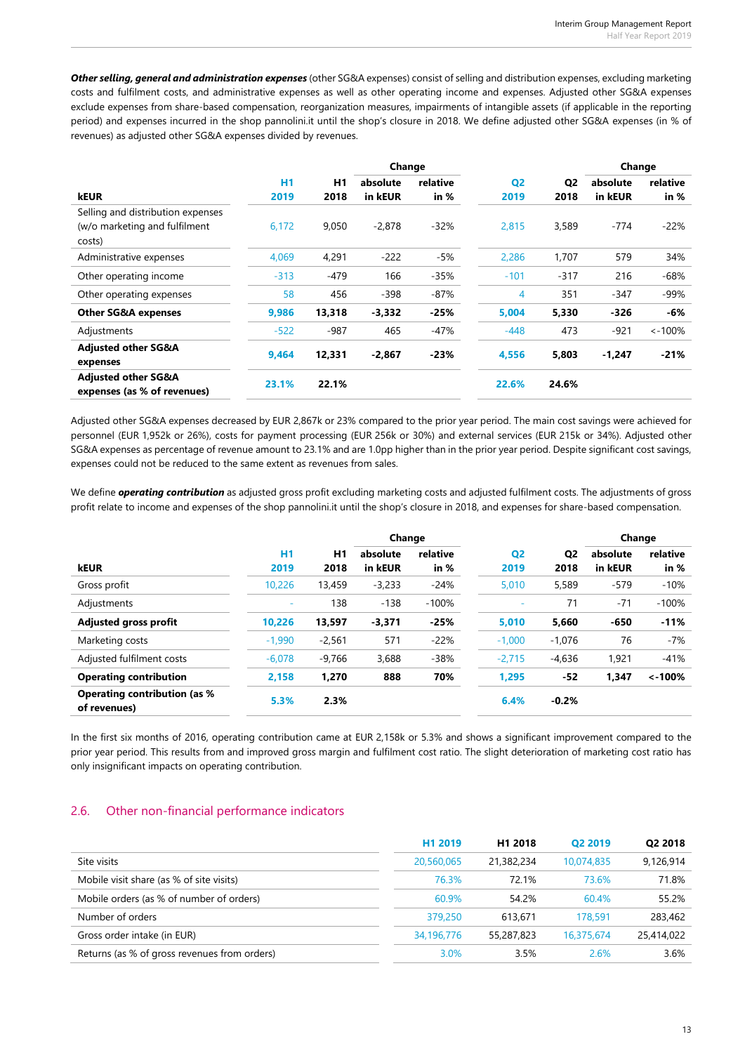***Other selling, general and administration expenses*** (other SG&A expenses) consist of selling and distribution expenses, excluding marketing costs and fulfilment costs, and administrative expenses as well as other operating income and expenses. Adjusted other SG&A expenses exclude expenses from share-based compensation, reorganization measures, impairments of intangible assets (if applicable in the reporting period) and expenses incurred in the shop pannolini.it until the shop's closure in 2018. We define adjusted other SG&A expenses (in % of revenues) as adjusted other SG&A expenses divided by revenues.

| kEUR | H1 2019 | H1 2018 | Change absolute in kEUR | Change relative in % | Q2 2019 | Q2 2018 | Change absolute in kEUR | Change relative in % |
|---|---|---|---|---|---|---|---|---|
| Selling and distribution expenses (w/o marketing and fulfilment costs) | 6,172 | 9,050 | -2,878 | -32% | 2,815 | 3,589 | -774 | -22% |
| Administrative expenses | 4,069 | 4,291 | -222 | -5% | 2,286 | 1,707 | 579 | 34% |
| Other operating income | -313 | -479 | 166 | -35% | -101 | -317 | 216 | -68% |
| Other operating expenses | 58 | 456 | -398 | -87% | 4 | 351 | -347 | -99% |
| **Other SG&A expenses** | **9,986** | **13,318** | **-3,332** | **-25%** | **5,004** | **5,330** | **-326** | **-6%** |
| Adjustments | -522 | -987 | 465 | -47% | -448 | 473 | -921 | <-100% |
| **Adjusted other SG&A expenses** | **9,464** | **12,331** | **-2,867** | **-23%** | **4,556** | **5,803** | **-1,247** | **-21%** |
| **Adjusted other SG&A expenses (as % of revenues)** | **23.1%** | **22.1%** | | | **22.6%** | **24.6%** | | |

Adjusted other SG&A expenses decreased by EUR 2,867k or 23% compared to the prior year period. The main cost savings were achieved for personnel (EUR 1,952k or 26%), costs for payment processing (EUR 256k or 30%) and external services (EUR 215k or 34%). Adjusted other SG&A expenses as percentage of revenue amount to 23.1% and are 1.0pp higher than in the prior year period. Despite significant cost savings, expenses could not be reduced to the same extent as revenues from sales.

We define ***operating contribution*** as adjusted gross profit excluding marketing costs and adjusted fulfilment costs. The adjustments of gross profit relate to income and expenses of the shop pannolini.it until the shop's closure in 2018, and expenses for share-based compensation.

| kEUR | H1 2019 | H1 2018 | Change absolute in kEUR | Change relative in % | Q2 2019 | Q2 2018 | Change absolute in kEUR | Change relative in % |
|---|---|---|---|---|---|---|---|---|
| Gross profit | 10,226 | 13,459 | -3,233 | -24% | 5,010 | 5,589 | -579 | -10% |
| Adjustments | - | 138 | -138 | -100% | - | 71 | -71 | -100% |
| **Adjusted gross profit** | **10,226** | **13,597** | **-3,371** | **-25%** | **5,010** | **5,660** | **-650** | **-11%** |
| Marketing costs | -1,990 | -2,561 | 571 | -22% | -1,000 | -1,076 | 76 | -7% |
| Adjusted fulfilment costs | -6,078 | -9,766 | 3,688 | -38% | -2,715 | -4,636 | 1,921 | -41% |
| **Operating contribution** | **2,158** | **1,270** | **888** | **70%** | **1,295** | **-52** | **1,347** | **<-100%** |
| **Operating contribution (as % of revenues)** | **5.3%** | **2.3%** | | | **6.4%** | **-0.2%** | | |

In the first six months of 2016, operating contribution came at EUR 2,158k or 5.3% and shows a significant improvement compared to the prior year period. This results from and improved gross margin and fulfilment cost ratio. The slight deterioration of marketing cost ratio has only insignificant impacts on operating contribution.

## 2.6. Other non-financial performance indicators

| | H1 2019 | H1 2018 | Q2 2019 | Q2 2018 |
|---|---|---|---|---|
| Site visits | 20,560,065 | 21,382,234 | 10,074,835 | 9,126,914 |
| Mobile visit share (as % of site visits) | 76.3% | 72.1% | 73.6% | 71.8% |
| Mobile orders (as % of number of orders) | 60.9% | 54.2% | 60.4% | 55.2% |
| Number of orders | 379,250 | 613,671 | 178,591 | 283,462 |
| Gross order intake (in EUR) | 34,196,776 | 55,287,823 | 16,375,674 | 25,414,022 |
| Returns (as % of gross revenues from orders) | 3.0% | 3.5% | 2.6% | 3.6% |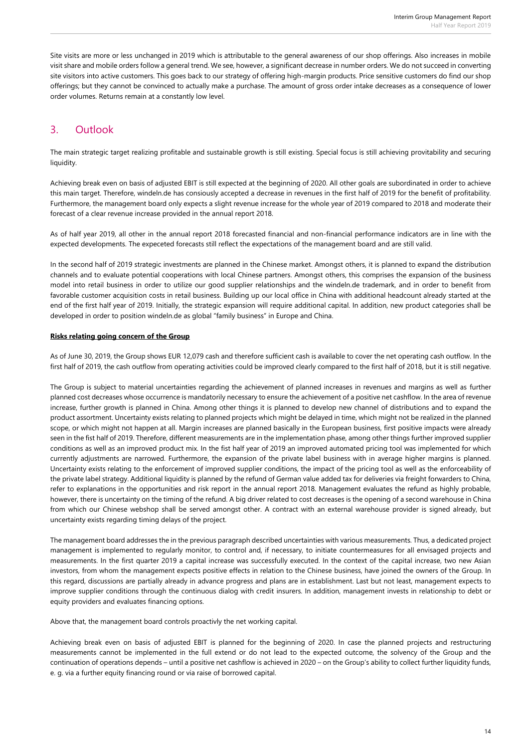Site visits are more or less unchanged in 2019 which is attributable to the general awareness of our shop offerings. Also increases in mobile visit share and mobile orders follow a general trend. We see, however, a significant decrease in number orders. We do not succeed in converting site visitors into active customers. This goes back to our strategy of offering high-margin products. Price sensitive customers do find our shop offerings; but they cannot be convinced to actually make a purchase. The amount of gross order intake decreases as a consequence of lower order volumes. Returns remain at a constantly low level.

## 3. Outlook

The main strategic target realizing profitable and sustainable growth is still existing. Special focus is still achieving provitability and securing liquidity.

Achieving break even on basis of adjusted EBIT is still expected at the beginning of 2020. All other goals are subordinated in order to achieve this main target. Therefore, windeln.de has consiously accepted a decrease in revenues in the first half of 2019 for the benefit of profitability. Furthermore, the management board only expects a slight revenue increase for the whole year of 2019 compared to 2018 and moderate their forecast of a clear revenue increase provided in the annual report 2018.

As of half year 2019, all other in the annual report 2018 forecasted financial and non-financial performance indicators are in line with the expected developments. The expeceted forecasts still reflect the expectations of the management board and are still valid.

In the second half of 2019 strategic investments are planned in the Chinese market. Amongst others, it is planned to expand the distribution channels and to evaluate potential cooperations with local Chinese partners. Amongst others, this comprises the expansion of the business model into retail business in order to utilize our good supplier relationships and the windeln.de trademark, and in order to benefit from favorable customer acquisition costs in retail business. Building up our local office in China with additional headcount already started at the end of the first half year of 2019. Initially, the strategic expansion will require additional capital. In addition, new product categories shall be developed in order to position windeln.de as global "family business" in Europe and China.

**Risks relating going concern of the Group**

As of June 30, 2019, the Group shows EUR 12,079 cash and therefore sufficient cash is available to cover the net operating cash outflow. In the first half of 2019, the cash outflow from operating activities could be improved clearly compared to the first half of 2018, but it is still negative.

The Group is subject to material uncertainties regarding the achievement of planned increases in revenues and margins as well as further planned cost decreases whose occurrence is mandatorily necessary to ensure the achievement of a positive net cashflow. In the area of revenue increase, further growth is planned in China. Among other things it is planned to develop new channel of distributions and to expand the product assortment. Uncertainty exists relating to planned projects which might be delayed in time, which might not be realized in the planned scope, or which might not happen at all. Margin increases are planned basically in the European business, first positive impacts were already seen in the fist half of 2019. Therefore, different measurements are in the implementation phase, among other things further improved supplier conditions as well as an improved product mix. In the fist half year of 2019 an improved automated pricing tool was implemented for which currently adjustments are narrowed. Furthermore, the expansion of the private label business with in average higher margins is planned. Uncertainty exists relating to the enforcement of improved supplier conditions, the impact of the pricing tool as well as the enforceability of the private label strategy. Additional liquidity is planned by the refund of German value added tax for deliveries via freight forwarders to China, refer to explanations in the opportunities and risk report in the annual report 2018. Management evaluates the refund as highly probable, however, there is uncertainty on the timing of the refund. A big driver related to cost decreases is the opening of a second warehouse in China from which our Chinese webshop shall be served amongst other. A contract with an external warehouse provider is signed already, but uncertainty exists regarding timing delays of the project.

The management board addresses the in the previous paragraph described uncertainties with various measurements. Thus, a dedicated project management is implemented to regularly monitor, to control and, if necessary, to initiate countermeasures for all envisaged projects and measurements. In the first quarter 2019 a capital increase was successfully executed. In the context of the capital increase, two new Asian investors, from whom the management expects positive effects in relation to the Chinese business, have joined the owners of the Group. In this regard, discussions are partially already in advance progress and plans are in establishment. Last but not least, management expects to improve supplier conditions through the continuous dialog with credit insurers. In addition, management invests in relationship to debt or equity providers and evaluates financing options.

Above that, the management board controls proactivly the net working capital.

Achieving break even on basis of adjusted EBIT is planned for the beginning of 2020. In case the planned projects and restructuring measurements cannot be implemented in the full extend or do not lead to the expected outcome, the solvency of the Group and the continuation of operations depends – until a positive net cashflow is achieved in 2020 – on the Group's ability to collect further liquidity funds, e. g. via a further equity financing round or via raise of borrowed capital.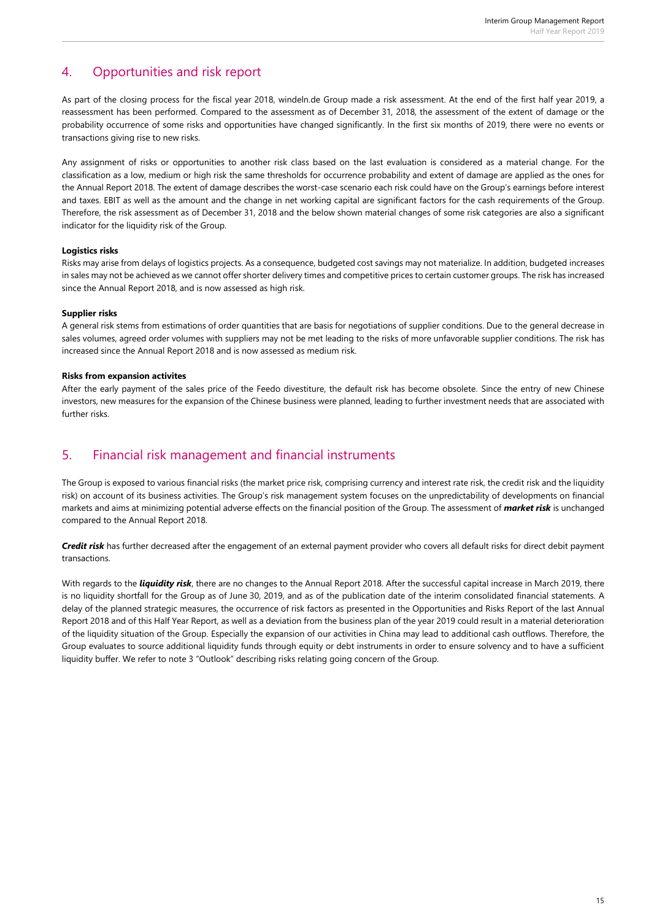## 4. Opportunities and risk report

As part of the closing process for the fiscal year 2018, windeln.de Group made a risk assessment. At the end of the first half year 2019, a reassessment has been performed. Compared to the assessment as of December 31, 2018, the assessment of the extent of damage or the probability occurrence of some risks and opportunities have changed significantly. In the first six months of 2019, there were no events or transactions giving rise to new risks.

Any assignment of risks or opportunities to another risk class based on the last evaluation is considered as a material change. For the classification as a low, medium or high risk the same thresholds for occurrence probability and extent of damage are applied as the ones for the Annual Report 2018. The extent of damage describes the worst-case scenario each risk could have on the Group's earnings before interest and taxes. EBIT as well as the amount and the change in net working capital are significant factors for the cash requirements of the Group. Therefore, the risk assessment as of December 31, 2018 and the below shown material changes of some risk categories are also a significant indicator for the liquidity risk of the Group.

**Logistics risks**

Risks may arise from delays of logistics projects. As a consequence, budgeted cost savings may not materialize. In addition, budgeted increases in sales may not be achieved as we cannot offer shorter delivery times and competitive prices to certain customer groups. The risk has increased since the Annual Report 2018, and is now assessed as high risk.

**Supplier risks**

A general risk stems from estimations of order quantities that are basis for negotiations of supplier conditions. Due to the general decrease in sales volumes, agreed order volumes with suppliers may not be met leading to the risks of more unfavorable supplier conditions. The risk has increased since the Annual Report 2018 and is now assessed as medium risk.

**Risks from expansion activites**

After the early payment of the sales price of the Feedo divestiture, the default risk has become obsolete. Since the entry of new Chinese investors, new measures for the expansion of the Chinese business were planned, leading to further investment needs that are associated with further risks.

## 5. Financial risk management and financial instruments

The Group is exposed to various financial risks (the market price risk, comprising currency and interest rate risk, the credit risk and the liquidity risk) on account of its business activities. The Group's risk management system focuses on the unpredictability of developments on financial markets and aims at minimizing potential adverse effects on the financial position of the Group. The assessment of ***market risk*** is unchanged compared to the Annual Report 2018.

***Credit risk*** has further decreased after the engagement of an external payment provider who covers all default risks for direct debit payment transactions.

With regards to the ***liquidity risk***, there are no changes to the Annual Report 2018. After the successful capital increase in March 2019, there is no liquidity shortfall for the Group as of June 30, 2019, and as of the publication date of the interim consolidated financial statements. A delay of the planned strategic measures, the occurrence of risk factors as presented in the Opportunities and Risks Report of the last Annual Report 2018 and of this Half Year Report, as well as a deviation from the business plan of the year 2019 could result in a material deterioration of the liquidity situation of the Group. Especially the expansion of our activities in China may lead to additional cash outflows. Therefore, the Group evaluates to source additional liquidity funds through equity or debt instruments in order to ensure solvency and to have a sufficient liquidity buffer. We refer to note 3 "Outlook" describing risks relating going concern of the Group.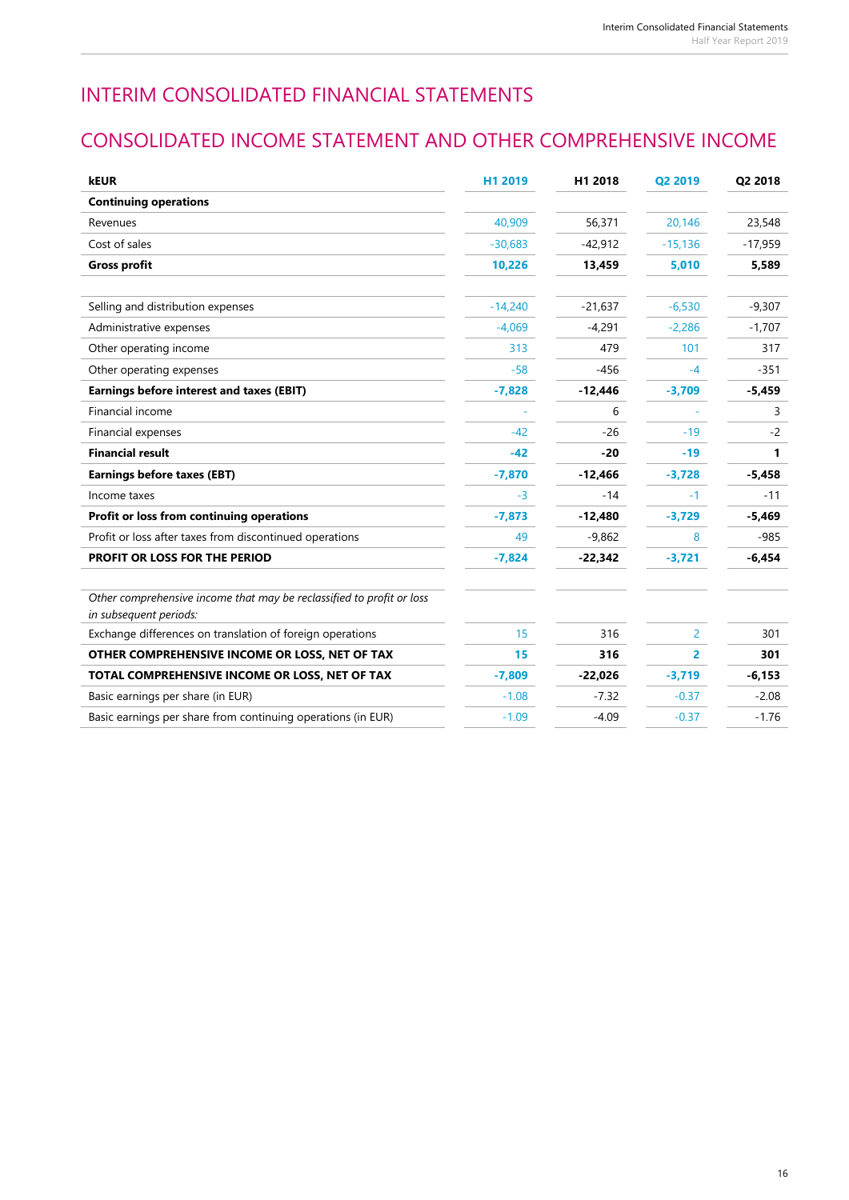# INTERIM CONSOLIDATED FINANCIAL STATEMENTS

## CONSOLIDATED INCOME STATEMENT AND OTHER COMPREHENSIVE INCOME

| kEUR | H1 2019 | H1 2018 | Q2 2019 | Q2 2018 |
|---|---|---|---|---|
| **Continuing operations** | | | | |
| Revenues | 40,909 | 56,371 | 20,146 | 23,548 |
| Cost of sales | -30,683 | -42,912 | -15,136 | -17,959 |
| **Gross profit** | **10,226** | **13,459** | **5,010** | **5,589** |
| | | | | |
| Selling and distribution expenses | -14,240 | -21,637 | -6,530 | -9,307 |
| Administrative expenses | -4,069 | -4,291 | -2,286 | -1,707 |
| Other operating income | 313 | 479 | 101 | 317 |
| Other operating expenses | -58 | -456 | -4 | -351 |
| **Earnings before interest and taxes (EBIT)** | **-7,828** | **-12,446** | **-3,709** | **-5,459** |
| Financial income | - | 6 | - | 3 |
| Financial expenses | -42 | -26 | -19 | -2 |
| **Financial result** | **-42** | **-20** | **-19** | **1** |
| **Earnings before taxes (EBT)** | **-7,870** | **-12,466** | **-3,728** | **-5,458** |
| Income taxes | -3 | -14 | -1 | -11 |
| **Profit or loss from continuing operations** | **-7,873** | **-12,480** | **-3,729** | **-5,469** |
| Profit or loss after taxes from discontinued operations | 49 | -9,862 | 8 | -985 |
| **PROFIT OR LOSS FOR THE PERIOD** | **-7,824** | **-22,342** | **-3,721** | **-6,454** |
| | | | | |
| *Other comprehensive income that may be reclassified to profit or loss in subsequent periods:* | | | | |
| Exchange differences on translation of foreign operations | 15 | 316 | 2 | 301 |
| **OTHER COMPREHENSIVE INCOME OR LOSS, NET OF TAX** | **15** | **316** | **2** | **301** |
| **TOTAL COMPREHENSIVE INCOME OR LOSS, NET OF TAX** | **-7,809** | **-22,026** | **-3,719** | **-6,153** |
| Basic earnings per share (in EUR) | -1.08 | -7.32 | -0.37 | -2.08 |
| Basic earnings per share from continuing operations (in EUR) | -1.09 | -4.09 | -0.37 | -1.76 |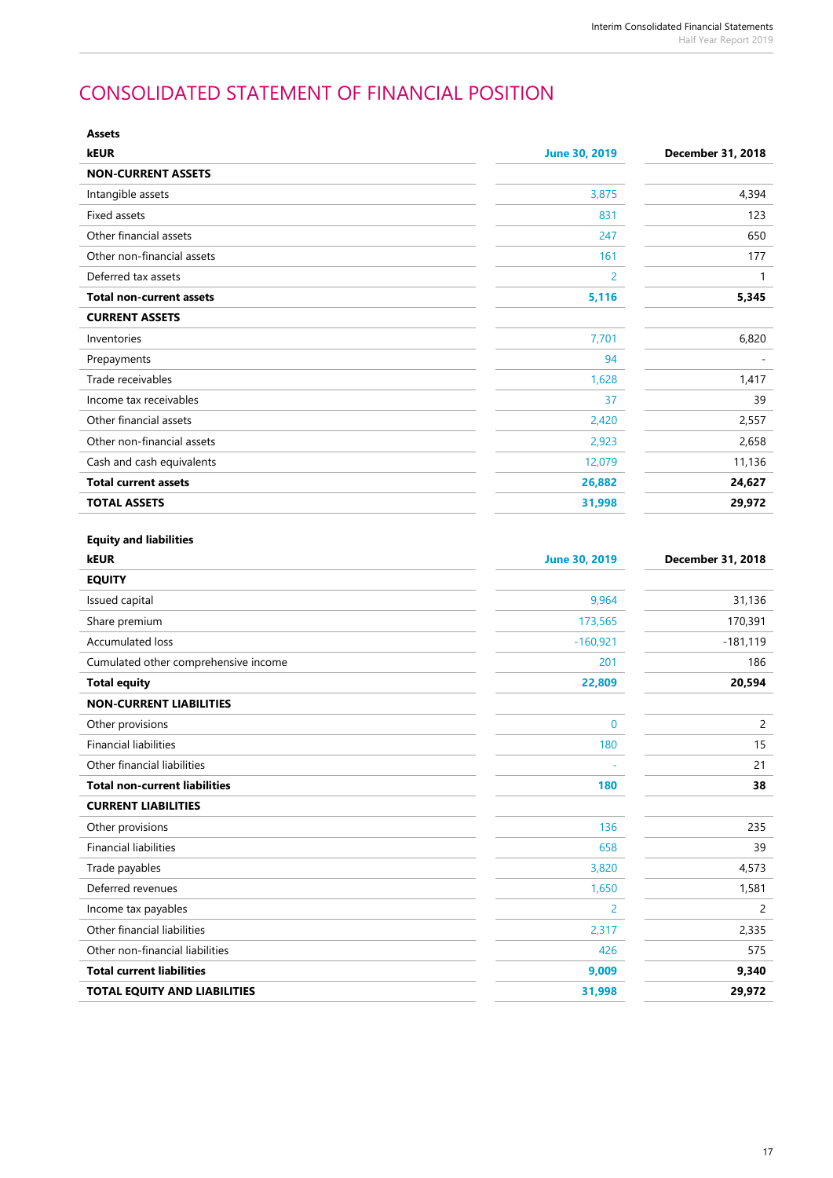# CONSOLIDATED STATEMENT OF FINANCIAL POSITION

**Assets**

| **kEUR** | **June 30, 2019** | **December 31, 2018** |
|---|---|---|
| **NON-CURRENT ASSETS** | | |
| Intangible assets | 3,875 | 4,394 |
| Fixed assets | 831 | 123 |
| Other financial assets | 247 | 650 |
| Other non-financial assets | 161 | 177 |
| Deferred tax assets | 2 | 1 |
| **Total non-current assets** | **5,116** | **5,345** |
| **CURRENT ASSETS** | | |
| Inventories | 7,701 | 6,820 |
| Prepayments | 94 | - |
| Trade receivables | 1,628 | 1,417 |
| Income tax receivables | 37 | 39 |
| Other financial assets | 2,420 | 2,557 |
| Other non-financial assets | 2,923 | 2,658 |
| Cash and cash equivalents | 12,079 | 11,136 |
| **Total current assets** | **26,882** | **24,627** |
| **TOTAL ASSETS** | **31,998** | **29,972** |

**Equity and liabilities**

| **kEUR** | **June 30, 2019** | **December 31, 2018** |
|---|---|---|
| **EQUITY** | | |
| Issued capital | 9,964 | 31,136 |
| Share premium | 173,565 | 170,391 |
| Accumulated loss | -160,921 | -181,119 |
| Cumulated other comprehensive income | 201 | 186 |
| **Total equity** | **22,809** | **20,594** |
| **NON-CURRENT LIABILITIES** | | |
| Other provisions | 0 | 2 |
| Financial liabilities | 180 | 15 |
| Other financial liabilities | - | 21 |
| **Total non-current liabilities** | **180** | **38** |
| **CURRENT LIABILITIES** | | |
| Other provisions | 136 | 235 |
| Financial liabilities | 658 | 39 |
| Trade payables | 3,820 | 4,573 |
| Deferred revenues | 1,650 | 1,581 |
| Income tax payables | 2 | 2 |
| Other financial liabilities | 2,317 | 2,335 |
| Other non-financial liabilities | 426 | 575 |
| **Total current liabilities** | **9,009** | **9,340** |
| **TOTAL EQUITY AND LIABILITIES** | **31,998** | **29,972** |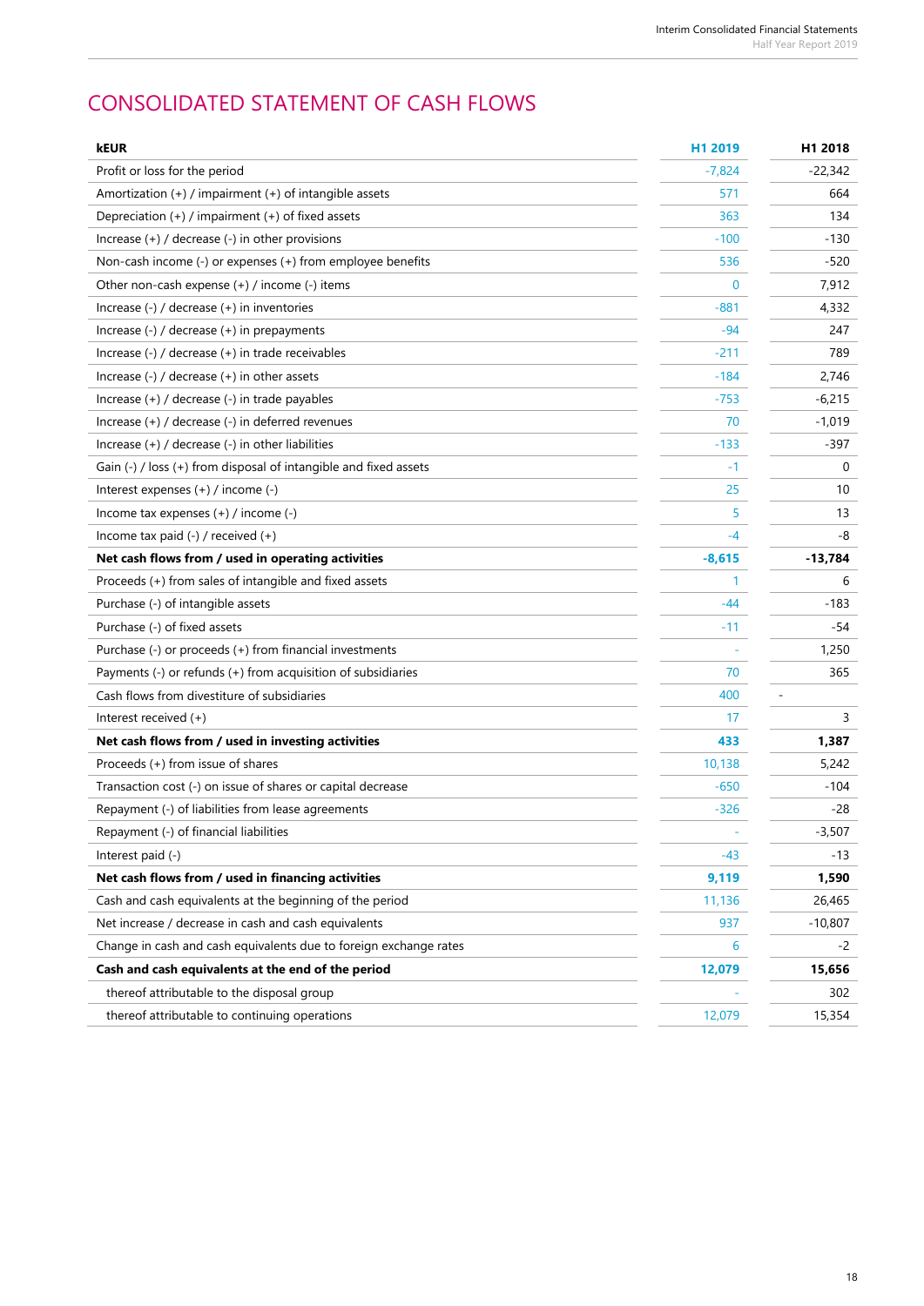# CONSOLIDATED STATEMENT OF CASH FLOWS

| kEUR | H1 2019 | H1 2018 |
|---|---|---|
| Profit or loss for the period | -7,824 | -22,342 |
| Amortization (+) / impairment (+) of intangible assets | 571 | 664 |
| Depreciation (+) / impairment (+) of fixed assets | 363 | 134 |
| Increase (+) / decrease (-) in other provisions | -100 | -130 |
| Non-cash income (-) or expenses (+) from employee benefits | 536 | -520 |
| Other non-cash expense (+) / income (-) items | 0 | 7,912 |
| Increase (-) / decrease (+) in inventories | -881 | 4,332 |
| Increase (-) / decrease (+) in prepayments | -94 | 247 |
| Increase (-) / decrease (+) in trade receivables | -211 | 789 |
| Increase (-) / decrease (+) in other assets | -184 | 2,746 |
| Increase (+) / decrease (-) in trade payables | -753 | -6,215 |
| Increase (+) / decrease (-) in deferred revenues | 70 | -1,019 |
| Increase (+) / decrease (-) in other liabilities | -133 | -397 |
| Gain (-) / loss (+) from disposal of intangible and fixed assets | -1 | 0 |
| Interest expenses (+) / income (-) | 25 | 10 |
| Income tax expenses (+) / income (-) | 5 | 13 |
| Income tax paid (-) / received (+) | -4 | -8 |
| **Net cash flows from / used in operating activities** | **-8,615** | **-13,784** |
| Proceeds (+) from sales of intangible and fixed assets | 1 | 6 |
| Purchase (-) of intangible assets | -44 | -183 |
| Purchase (-) of fixed assets | -11 | -54 |
| Purchase (-) or proceeds (+) from financial investments | - | 1,250 |
| Payments (-) or refunds (+) from acquisition of subsidiaries | 70 | 365 |
| Cash flows from divestiture of subsidiaries | 400 | - |
| Interest received (+) | 17 | 3 |
| **Net cash flows from / used in investing activities** | **433** | **1,387** |
| Proceeds (+) from issue of shares | 10,138 | 5,242 |
| Transaction cost (-) on issue of shares or capital decrease | -650 | -104 |
| Repayment (-) of liabilities from lease agreements | -326 | -28 |
| Repayment (-) of financial liabilities | - | -3,507 |
| Interest paid (-) | -43 | -13 |
| **Net cash flows from / used in financing activities** | **9,119** | **1,590** |
| Cash and cash equivalents at the beginning of the period | 11,136 | 26,465 |
| Net increase / decrease in cash and cash equivalents | 937 | -10,807 |
| Change in cash and cash equivalents due to foreign exchange rates | 6 | -2 |
| **Cash and cash equivalents at the end of the period** | **12,079** | **15,656** |
| thereof attributable to the disposal group | - | 302 |
| thereof attributable to continuing operations | 12,079 | 15,354 |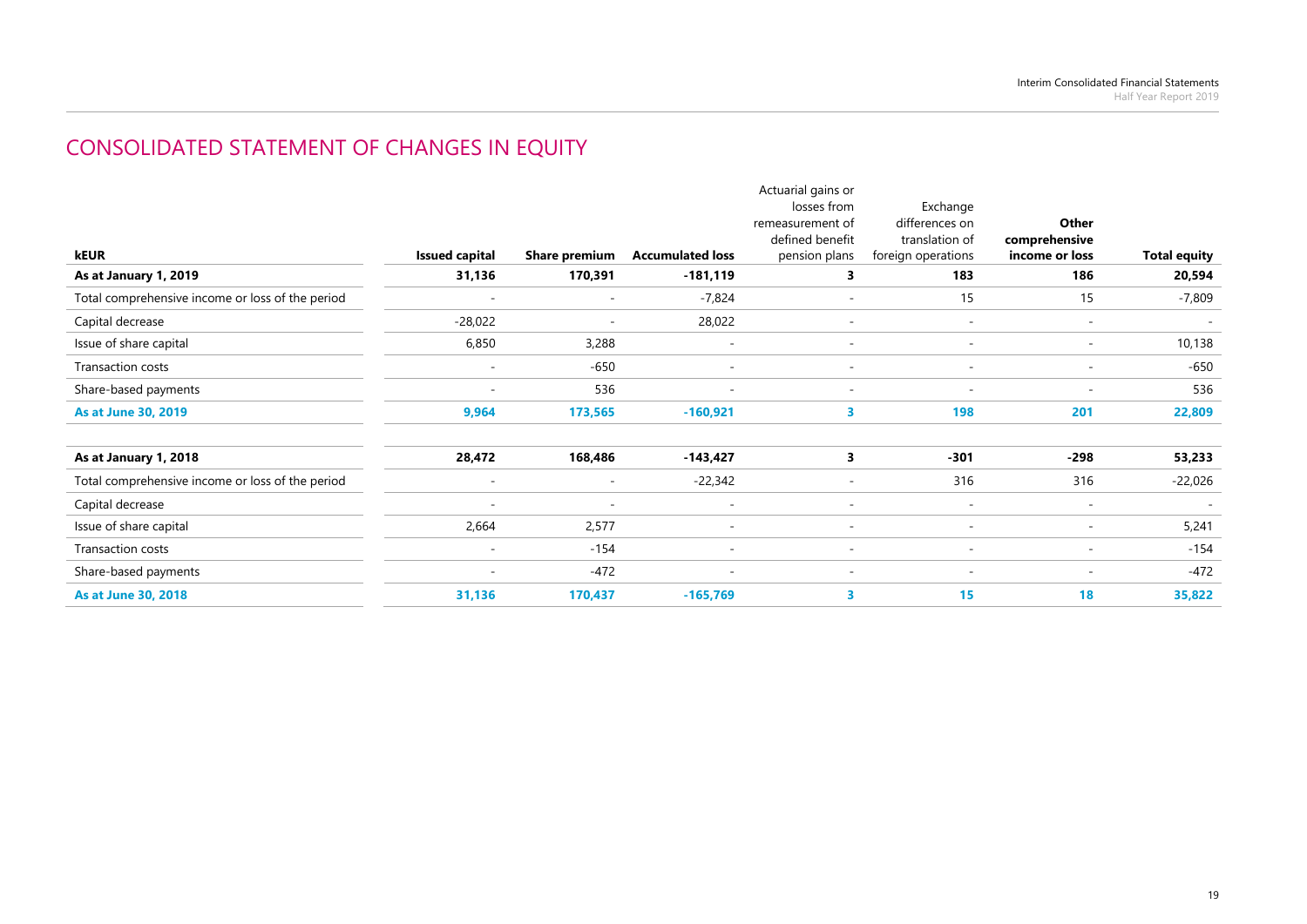# CONSOLIDATED STATEMENT OF CHANGES IN EQUITY

| kEUR | Issued capital | Share premium | Accumulated loss | Actuarial gains or losses from remeasurement of defined benefit pension plans | Exchange differences on translation of foreign operations | Other comprehensive income or loss | Total equity |
|---|---|---|---|---|---|---|---|
| **As at January 1, 2019** | **31,136** | **170,391** | **-181,119** | **3** | **183** | **186** | **20,594** |
| Total comprehensive income or loss of the period | - | - | -7,824 | - | 15 | 15 | -7,809 |
| Capital decrease | -28,022 | - | 28,022 | - | - | - | - |
| Issue of share capital | 6,850 | 3,288 | - | - | - | - | 10,138 |
| Transaction costs | - | -650 | - | - | - | - | -650 |
| Share-based payments | - | 536 | - | - | - | - | 536 |
| **As at June 30, 2019** | **9,964** | **173,565** | **-160,921** | **3** | **198** | **201** | **22,809** |
| | | | | | | | |
| **As at January 1, 2018** | **28,472** | **168,486** | **-143,427** | **3** | **-301** | **-298** | **53,233** |
| Total comprehensive income or loss of the period | - | - | -22,342 | - | 316 | 316 | -22,026 |
| Capital decrease | - | - | - | - | - | - | - |
| Issue of share capital | 2,664 | 2,577 | - | - | - | - | 5,241 |
| Transaction costs | - | -154 | - | - | - | - | -154 |
| Share-based payments | - | -472 | - | - | - | - | -472 |
| **As at June 30, 2018** | **31,136** | **170,437** | **-165,769** | **3** | **15** | **18** | **35,822** |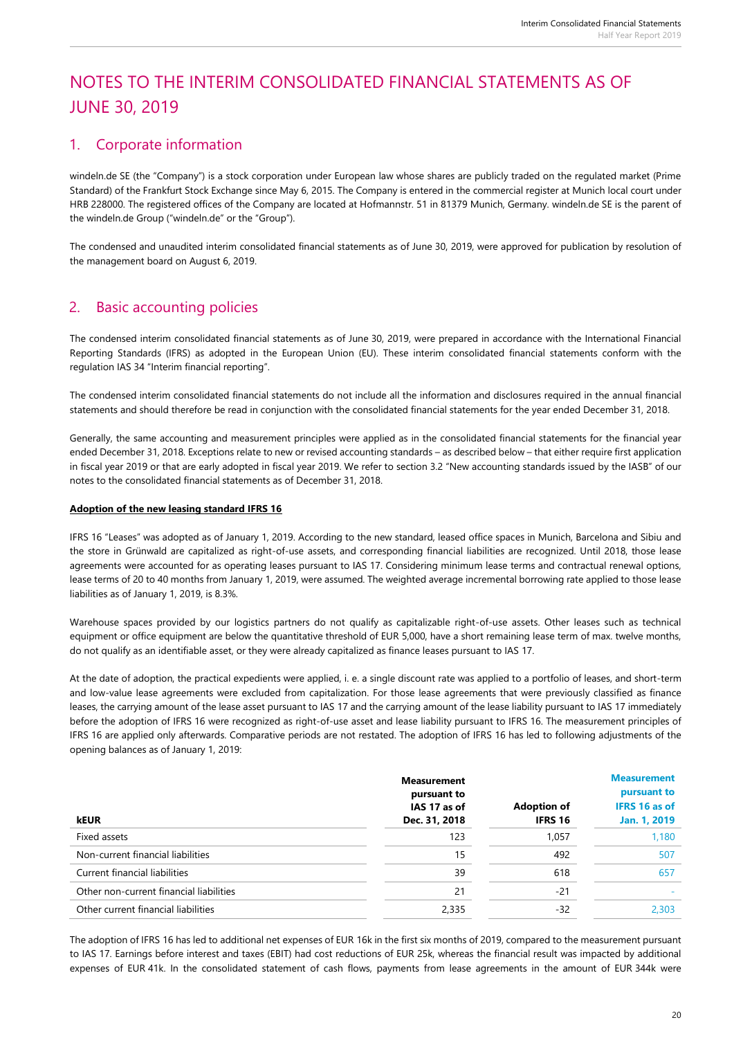# NOTES TO THE INTERIM CONSOLIDATED FINANCIAL STATEMENTS AS OF JUNE 30, 2019

## 1. Corporate information

windeln.de SE (the "Company") is a stock corporation under European law whose shares are publicly traded on the regulated market (Prime Standard) of the Frankfurt Stock Exchange since May 6, 2015. The Company is entered in the commercial register at Munich local court under HRB 228000. The registered offices of the Company are located at Hofmannstr. 51 in 81379 Munich, Germany. windeln.de SE is the parent of the windeln.de Group ("windeln.de" or the "Group").

The condensed and unaudited interim consolidated financial statements as of June 30, 2019, were approved for publication by resolution of the management board on August 6, 2019.

## 2. Basic accounting policies

The condensed interim consolidated financial statements as of June 30, 2019, were prepared in accordance with the International Financial Reporting Standards (IFRS) as adopted in the European Union (EU). These interim consolidated financial statements conform with the regulation IAS 34 "Interim financial reporting".

The condensed interim consolidated financial statements do not include all the information and disclosures required in the annual financial statements and should therefore be read in conjunction with the consolidated financial statements for the year ended December 31, 2018.

Generally, the same accounting and measurement principles were applied as in the consolidated financial statements for the financial year ended December 31, 2018. Exceptions relate to new or revised accounting standards – as described below – that either require first application in fiscal year 2019 or that are early adopted in fiscal year 2019. We refer to section 3.2 "New accounting standards issued by the IASB" of our notes to the consolidated financial statements as of December 31, 2018.

**Adoption of the new leasing standard IFRS 16**

IFRS 16 "Leases" was adopted as of January 1, 2019. According to the new standard, leased office spaces in Munich, Barcelona and Sibiu and the store in Grünwald are capitalized as right-of-use assets, and corresponding financial liabilities are recognized. Until 2018, those lease agreements were accounted for as operating leases pursuant to IAS 17. Considering minimum lease terms and contractual renewal options, lease terms of 20 to 40 months from January 1, 2019, were assumed. The weighted average incremental borrowing rate applied to those lease liabilities as of January 1, 2019, is 8.3%.

Warehouse spaces provided by our logistics partners do not qualify as capitalizable right-of-use assets. Other leases such as technical equipment or office equipment are below the quantitative threshold of EUR 5,000, have a short remaining lease term of max. twelve months, do not qualify as an identifiable asset, or they were already capitalized as finance leases pursuant to IAS 17.

At the date of adoption, the practical expedients were applied, i. e. a single discount rate was applied to a portfolio of leases, and short-term and low-value lease agreements were excluded from capitalization. For those lease agreements that were previously classified as finance leases, the carrying amount of the lease asset pursuant to IAS 17 and the carrying amount of the lease liability pursuant to IAS 17 immediately before the adoption of IFRS 16 were recognized as right-of-use asset and lease liability pursuant to IFRS 16. The measurement principles of IFRS 16 are applied only afterwards. Comparative periods are not restated. The adoption of IFRS 16 has led to following adjustments of the opening balances as of January 1, 2019:

| kEUR | Measurement pursuant to IAS 17 as of Dec. 31, 2018 | Adoption of IFRS 16 | Measurement pursuant to IFRS 16 as of Jan. 1, 2019 |
|---|---|---|---|
| Fixed assets | 123 | 1,057 | 1,180 |
| Non-current financial liabilities | 15 | 492 | 507 |
| Current financial liabilities | 39 | 618 | 657 |
| Other non-current financial liabilities | 21 | -21 | - |
| Other current financial liabilities | 2,335 | -32 | 2,303 |

The adoption of IFRS 16 has led to additional net expenses of EUR 16k in the first six months of 2019, compared to the measurement pursuant to IAS 17. Earnings before interest and taxes (EBIT) had cost reductions of EUR 25k, whereas the financial result was impacted by additional expenses of EUR 41k. In the consolidated statement of cash flows, payments from lease agreements in the amount of EUR 344k were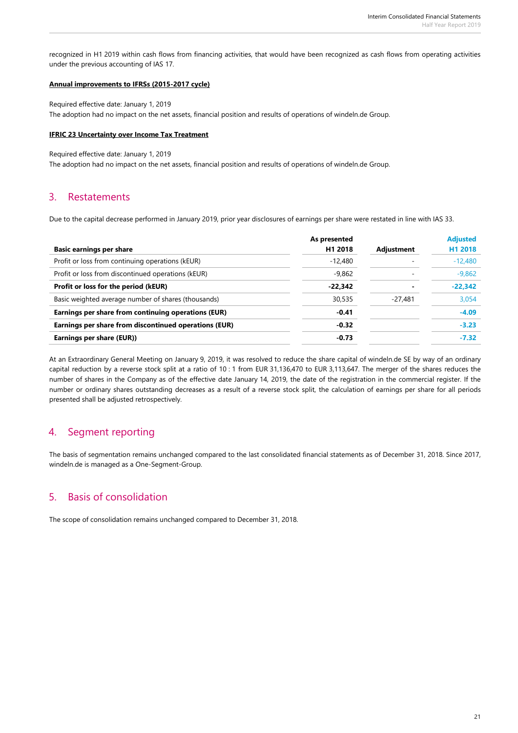recognized in H1 2019 within cash flows from financing activities, that would have been recognized as cash flows from operating activities under the previous accounting of IAS 17.

**Annual improvements to IFRSs (2015-2017 cycle)**

Required effective date: January 1, 2019
The adoption had no impact on the net assets, financial position and results of operations of windeln.de Group.

**IFRIC 23 Uncertainty over Income Tax Treatment**

Required effective date: January 1, 2019
The adoption had no impact on the net assets, financial position and results of operations of windeln.de Group.

## 3. Restatements

Due to the capital decrease performed in January 2019, prior year disclosures of earnings per share were restated in line with IAS 33.

| **Basic earnings per share** | **As presented H1 2018** | **Adjustment** | **Adjusted H1 2018** |
|---|---|---|---|
| Profit or loss from continuing operations (kEUR) | -12,480 | - | -12,480 |
| Profit or loss from discontinued operations (kEUR) | -9,862 | - | -9,862 |
| **Profit or loss for the period (kEUR)** | **-22,342** | **-** | **-22,342** |
| Basic weighted average number of shares (thousands) | 30,535 | -27,481 | 3,054 |
| **Earnings per share from continuing operations (EUR)** | **-0.41** | | **-4.09** |
| **Earnings per share from discontinued operations (EUR)** | **-0.32** | | **-3.23** |
| **Earnings per share (EUR))** | **-0.73** | | **-7.32** |

At an Extraordinary General Meeting on January 9, 2019, it was resolved to reduce the share capital of windeln.de SE by way of an ordinary capital reduction by a reverse stock split at a ratio of 10 : 1 from EUR 31,136,470 to EUR 3,113,647. The merger of the shares reduces the number of shares in the Company as of the effective date January 14, 2019, the date of the registration in the commercial register. If the number or ordinary shares outstanding decreases as a result of a reverse stock split, the calculation of earnings per share for all periods presented shall be adjusted retrospectively.

## 4. Segment reporting

The basis of segmentation remains unchanged compared to the last consolidated financial statements as of December 31, 2018. Since 2017, windeln.de is managed as a One-Segment-Group.

## 5. Basis of consolidation

The scope of consolidation remains unchanged compared to December 31, 2018.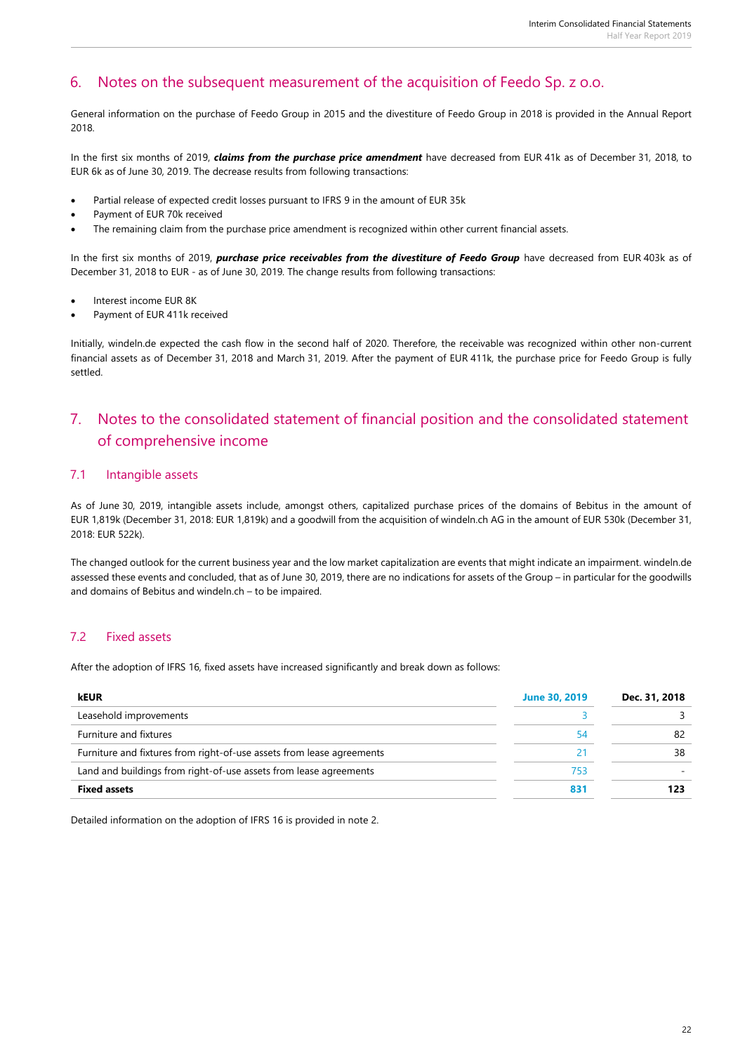## 6. Notes on the subsequent measurement of the acquisition of Feedo Sp. z o.o.

General information on the purchase of Feedo Group in 2015 and the divestiture of Feedo Group in 2018 is provided in the Annual Report 2018.

In the first six months of 2019, ***claims from the purchase price amendment*** have decreased from EUR 41k as of December 31, 2018, to EUR 6k as of June 30, 2019. The decrease results from following transactions:

- Partial release of expected credit losses pursuant to IFRS 9 in the amount of EUR 35k
- Payment of EUR 70k received
- The remaining claim from the purchase price amendment is recognized within other current financial assets.

In the first six months of 2019, ***purchase price receivables from the divestiture of Feedo Group*** have decreased from EUR 403k as of December 31, 2018 to EUR - as of June 30, 2019. The change results from following transactions:

- Interest income EUR 8K
- Payment of EUR 411k received

Initially, windeln.de expected the cash flow in the second half of 2020. Therefore, the receivable was recognized within other non-current financial assets as of December 31, 2018 and March 31, 2019. After the payment of EUR 411k, the purchase price for Feedo Group is fully settled.

## 7. Notes to the consolidated statement of financial position and the consolidated statement of comprehensive income

### 7.1 Intangible assets

As of June 30, 2019, intangible assets include, amongst others, capitalized purchase prices of the domains of Bebitus in the amount of EUR 1,819k (December 31, 2018: EUR 1,819k) and a goodwill from the acquisition of windeln.ch AG in the amount of EUR 530k (December 31, 2018: EUR 522k).

The changed outlook for the current business year and the low market capitalization are events that might indicate an impairment. windeln.de assessed these events and concluded, that as of June 30, 2019, there are no indications for assets of the Group – in particular for the goodwills and domains of Bebitus and windeln.ch – to be impaired.

### 7.2 Fixed assets

After the adoption of IFRS 16, fixed assets have increased significantly and break down as follows:

| kEUR | June 30, 2019 | Dec. 31, 2018 |
|---|---|---|
| Leasehold improvements | 3 | 3 |
| Furniture and fixtures | 54 | 82 |
| Furniture and fixtures from right-of-use assets from lease agreements | 21 | 38 |
| Land and buildings from right-of-use assets from lease agreements | 753 | - |
| **Fixed assets** | **831** | **123** |

Detailed information on the adoption of IFRS 16 is provided in note 2.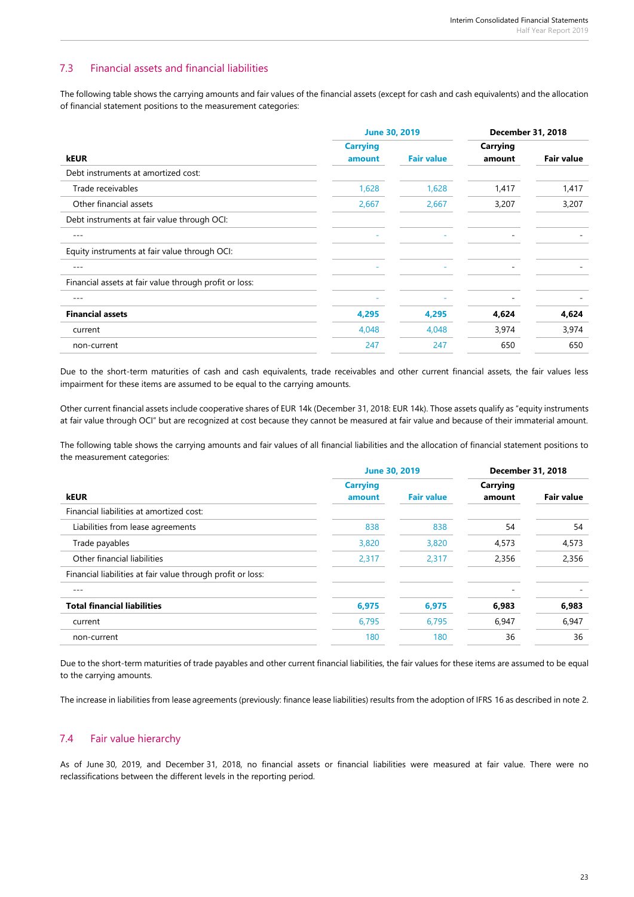## 7.3 Financial assets and financial liabilities

The following table shows the carrying amounts and fair values of the financial assets (except for cash and cash equivalents) and the allocation of financial statement positions to the measurement categories:

| kEUR | June 30, 2019 Carrying amount | June 30, 2019 Fair value | December 31, 2018 Carrying amount | December 31, 2018 Fair value |
|---|---|---|---|---|
| Debt instruments at amortized cost: | | | | |
| Trade receivables | 1,628 | 1,628 | 1,417 | 1,417 |
| Other financial assets | 2,667 | 2,667 | 3,207 | 3,207 |
| Debt instruments at fair value through OCI: | | | | |
| --- | - | - | - | - |
| Equity instruments at fair value through OCI: | | | | |
| --- | - | - | - | - |
| Financial assets at fair value through profit or loss: | | | | |
| --- | - | - | - | - |
| **Financial assets** | **4,295** | **4,295** | **4,624** | **4,624** |
| current | 4,048 | 4,048 | 3,974 | 3,974 |
| non-current | 247 | 247 | 650 | 650 |

Due to the short-term maturities of cash and cash equivalents, trade receivables and other current financial assets, the fair values less impairment for these items are assumed to be equal to the carrying amounts.

Other current financial assets include cooperative shares of EUR 14k (December 31, 2018: EUR 14k). Those assets qualify as "equity instruments at fair value through OCI" but are recognized at cost because they cannot be measured at fair value and because of their immaterial amount.

The following table shows the carrying amounts and fair values of all financial liabilities and the allocation of financial statement positions to the measurement categories:

| kEUR | June 30, 2019 Carrying amount | June 30, 2019 Fair value | December 31, 2018 Carrying amount | December 31, 2018 Fair value |
|---|---|---|---|---|
| Financial liabilities at amortized cost: | | | | |
| Liabilities from lease agreements | 838 | 838 | 54 | 54 |
| Trade payables | 3,820 | 3,820 | 4,573 | 4,573 |
| Other financial liabilities | 2,317 | 2,317 | 2,356 | 2,356 |
| Financial liabilities at fair value through profit or loss: | | | | |
| --- | | | - | - |
| **Total financial liabilities** | **6,975** | **6,975** | **6,983** | **6,983** |
| current | 6,795 | 6,795 | 6,947 | 6,947 |
| non-current | 180 | 180 | 36 | 36 |

Due to the short-term maturities of trade payables and other current financial liabilities, the fair values for these items are assumed to be equal to the carrying amounts.

The increase in liabilities from lease agreements (previously: finance lease liabilities) results from the adoption of IFRS 16 as described in note 2.

## 7.4 Fair value hierarchy

As of June 30, 2019, and December 31, 2018, no financial assets or financial liabilities were measured at fair value. There were no reclassifications between the different levels in the reporting period.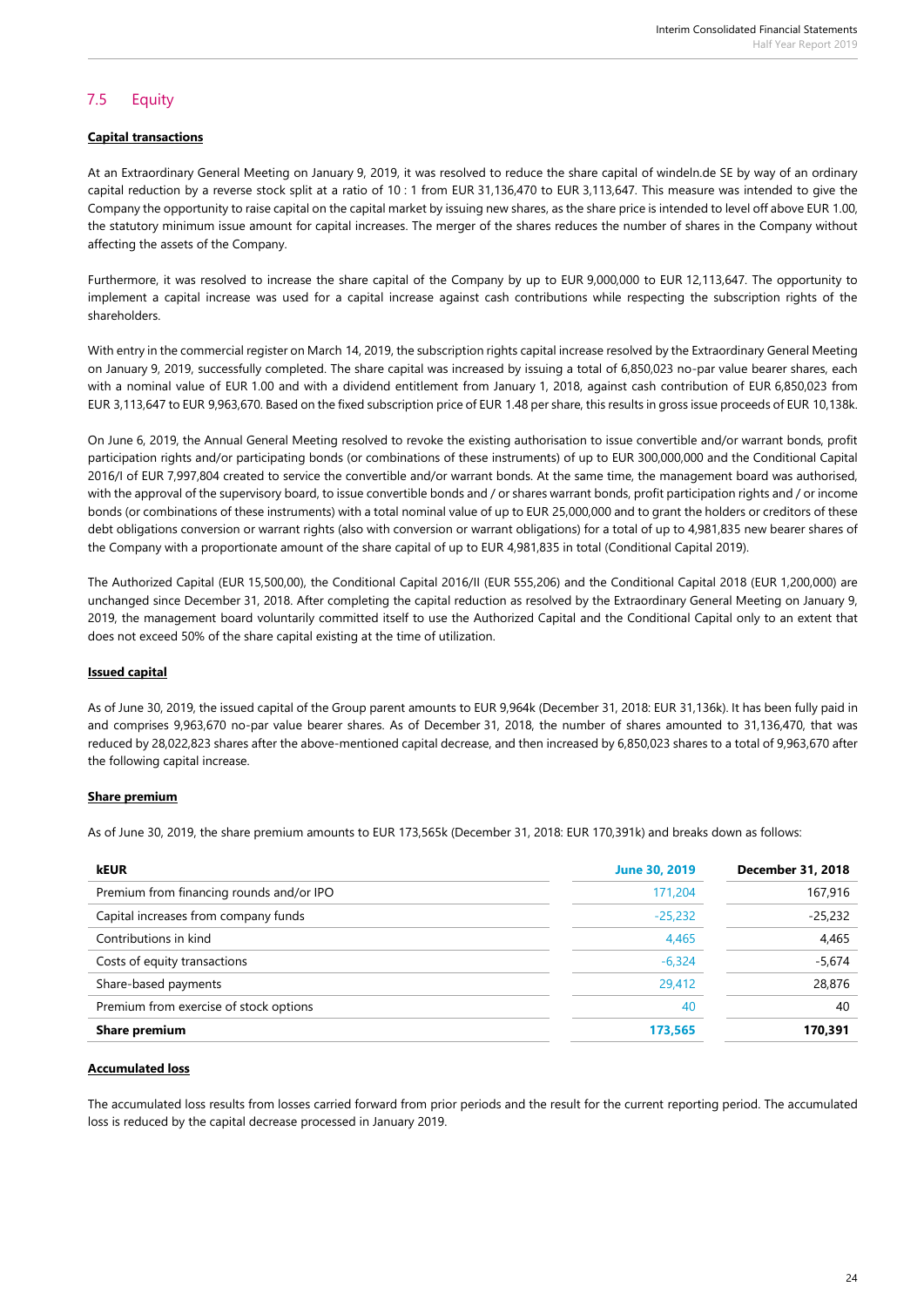## 7.5 Equity

**Capital transactions**

At an Extraordinary General Meeting on January 9, 2019, it was resolved to reduce the share capital of windeln.de SE by way of an ordinary capital reduction by a reverse stock split at a ratio of 10 : 1 from EUR 31,136,470 to EUR 3,113,647. This measure was intended to give the Company the opportunity to raise capital on the capital market by issuing new shares, as the share price is intended to level off above EUR 1.00, the statutory minimum issue amount for capital increases. The merger of the shares reduces the number of shares in the Company without affecting the assets of the Company.

Furthermore, it was resolved to increase the share capital of the Company by up to EUR 9,000,000 to EUR 12,113,647. The opportunity to implement a capital increase was used for a capital increase against cash contributions while respecting the subscription rights of the shareholders.

With entry in the commercial register on March 14, 2019, the subscription rights capital increase resolved by the Extraordinary General Meeting on January 9, 2019, successfully completed. The share capital was increased by issuing a total of 6,850,023 no-par value bearer shares, each with a nominal value of EUR 1.00 and with a dividend entitlement from January 1, 2018, against cash contribution of EUR 6,850,023 from EUR 3,113,647 to EUR 9,963,670. Based on the fixed subscription price of EUR 1.48 per share, this results in gross issue proceeds of EUR 10,138k.

On June 6, 2019, the Annual General Meeting resolved to revoke the existing authorisation to issue convertible and/or warrant bonds, profit participation rights and/or participating bonds (or combinations of these instruments) of up to EUR 300,000,000 and the Conditional Capital 2016/I of EUR 7,997,804 created to service the convertible and/or warrant bonds. At the same time, the management board was authorised, with the approval of the supervisory board, to issue convertible bonds and / or shares warrant bonds, profit participation rights and / or income bonds (or combinations of these instruments) with a total nominal value of up to EUR 25,000,000 and to grant the holders or creditors of these debt obligations conversion or warrant rights (also with conversion or warrant obligations) for a total of up to 4,981,835 new bearer shares of the Company with a proportionate amount of the share capital of up to EUR 4,981,835 in total (Conditional Capital 2019).

The Authorized Capital (EUR 15,500,00), the Conditional Capital 2016/II (EUR 555,206) and the Conditional Capital 2018 (EUR 1,200,000) are unchanged since December 31, 2018. After completing the capital reduction as resolved by the Extraordinary General Meeting on January 9, 2019, the management board voluntarily committed itself to use the Authorized Capital and the Conditional Capital only to an extent that does not exceed 50% of the share capital existing at the time of utilization.

**Issued capital**

As of June 30, 2019, the issued capital of the Group parent amounts to EUR 9,964k (December 31, 2018: EUR 31,136k). It has been fully paid in and comprises 9,963,670 no-par value bearer shares. As of December 31, 2018, the number of shares amounted to 31,136,470, that was reduced by 28,022,823 shares after the above-mentioned capital decrease, and then increased by 6,850,023 shares to a total of 9,963,670 after the following capital increase.

**Share premium**

As of June 30, 2019, the share premium amounts to EUR 173,565k (December 31, 2018: EUR 170,391k) and breaks down as follows:

| kEUR | June 30, 2019 | December 31, 2018 |
|---|---|---|
| Premium from financing rounds and/or IPO | 171,204 | 167,916 |
| Capital increases from company funds | -25,232 | -25,232 |
| Contributions in kind | 4,465 | 4,465 |
| Costs of equity transactions | -6,324 | -5,674 |
| Share-based payments | 29,412 | 28,876 |
| Premium from exercise of stock options | 40 | 40 |
| **Share premium** | **173,565** | **170,391** |

**Accumulated loss**

The accumulated loss results from losses carried forward from prior periods and the result for the current reporting period. The accumulated loss is reduced by the capital decrease processed in January 2019.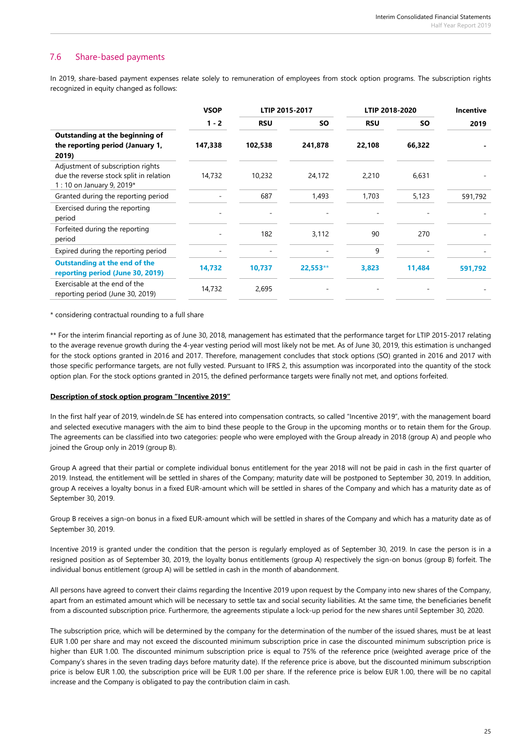## 7.6 Share-based payments

In 2019, share-based payment expenses relate solely to remuneration of employees from stock option programs. The subscription rights recognized in equity changed as follows:

| | VSOP | LTIP 2015-2017 | | LTIP 2018-2020 | | Incentive |
|---|---|---|---|---|---|---|
| | 1 - 2 | RSU | SO | RSU | SO | 2019 |
| **Outstanding at the beginning of the reporting period (January 1, 2019)** | **147,338** | **102,538** | **241,878** | **22,108** | **66,322** | **-** |
| Adjustment of subscription rights due the reverse stock split in relation 1 : 10 on January 9, 2019* | 14,732 | 10,232 | 24,172 | 2,210 | 6,631 | - |
| Granted during the reporting period | - | 687 | 1,493 | 1,703 | 5,123 | 591,792 |
| Exercised during the reporting period | - | - | - | - | - | - |
| Forfeited during the reporting period | - | 182 | 3,112 | 90 | 270 | - |
| Expired during the reporting period | - | - | - | 9 | - | - |
| **Outstanding at the end of the reporting period (June 30, 2019)** | **14,732** | **10,737** | **22,553**** | **3,823** | **11,484** | **591,792** |
| Exercisable at the end of the reporting period (June 30, 2019) | 14,732 | 2,695 | - | - | - | - |

\* considering contractual rounding to a full share

** For the interim financial reporting as of June 30, 2018, management has estimated that the performance target for LTIP 2015-2017 relating to the average revenue growth during the 4-year vesting period will most likely not be met. As of June 30, 2019, this estimation is unchanged for the stock options granted in 2016 and 2017. Therefore, management concludes that stock options (SO) granted in 2016 and 2017 with those specific performance targets, are not fully vested. Pursuant to IFRS 2, this assumption was incorporated into the quantity of the stock option plan. For the stock options granted in 2015, the defined performance targets were finally not met, and options forfeited.

**Description of stock option program "Incentive 2019"**

In the first half year of 2019, windeln.de SE has entered into compensation contracts, so called "Incentive 2019", with the management board and selected executive managers with the aim to bind these people to the Group in the upcoming months or to retain them for the Group. The agreements can be classified into two categories: people who were employed with the Group already in 2018 (group A) and people who joined the Group only in 2019 (group B).

Group A agreed that their partial or complete individual bonus entitlement for the year 2018 will not be paid in cash in the first quarter of 2019. Instead, the entitlement will be settled in shares of the Company; maturity date will be postponed to September 30, 2019. In addition, group A receives a loyalty bonus in a fixed EUR-amount which will be settled in shares of the Company and which has a maturity date as of September 30, 2019.

Group B receives a sign-on bonus in a fixed EUR-amount which will be settled in shares of the Company and which has a maturity date as of September 30, 2019.

Incentive 2019 is granted under the condition that the person is regularly employed as of September 30, 2019. In case the person is in a resigned position as of September 30, 2019, the loyalty bonus entitlements (group A) respectively the sign-on bonus (group B) forfeit. The individual bonus entitlement (group A) will be settled in cash in the month of abandonment.

All persons have agreed to convert their claims regarding the Incentive 2019 upon request by the Company into new shares of the Company, apart from an estimated amount which will be necessary to settle tax and social security liabilities. At the same time, the beneficiaries benefit from a discounted subscription price. Furthermore, the agreements stipulate a lock-up period for the new shares until September 30, 2020.

The subscription price, which will be determined by the company for the determination of the number of the issued shares, must be at least EUR 1.00 per share and may not exceed the discounted minimum subscription price in case the discounted minimum subscription price is higher than EUR 1.00. The discounted minimum subscription price is equal to 75% of the reference price (weighted average price of the Company's shares in the seven trading days before maturity date). If the reference price is above, but the discounted minimum subscription price is below EUR 1.00, the subscription price will be EUR 1.00 per share. If the reference price is below EUR 1.00, there will be no capital increase and the Company is obligated to pay the contribution claim in cash.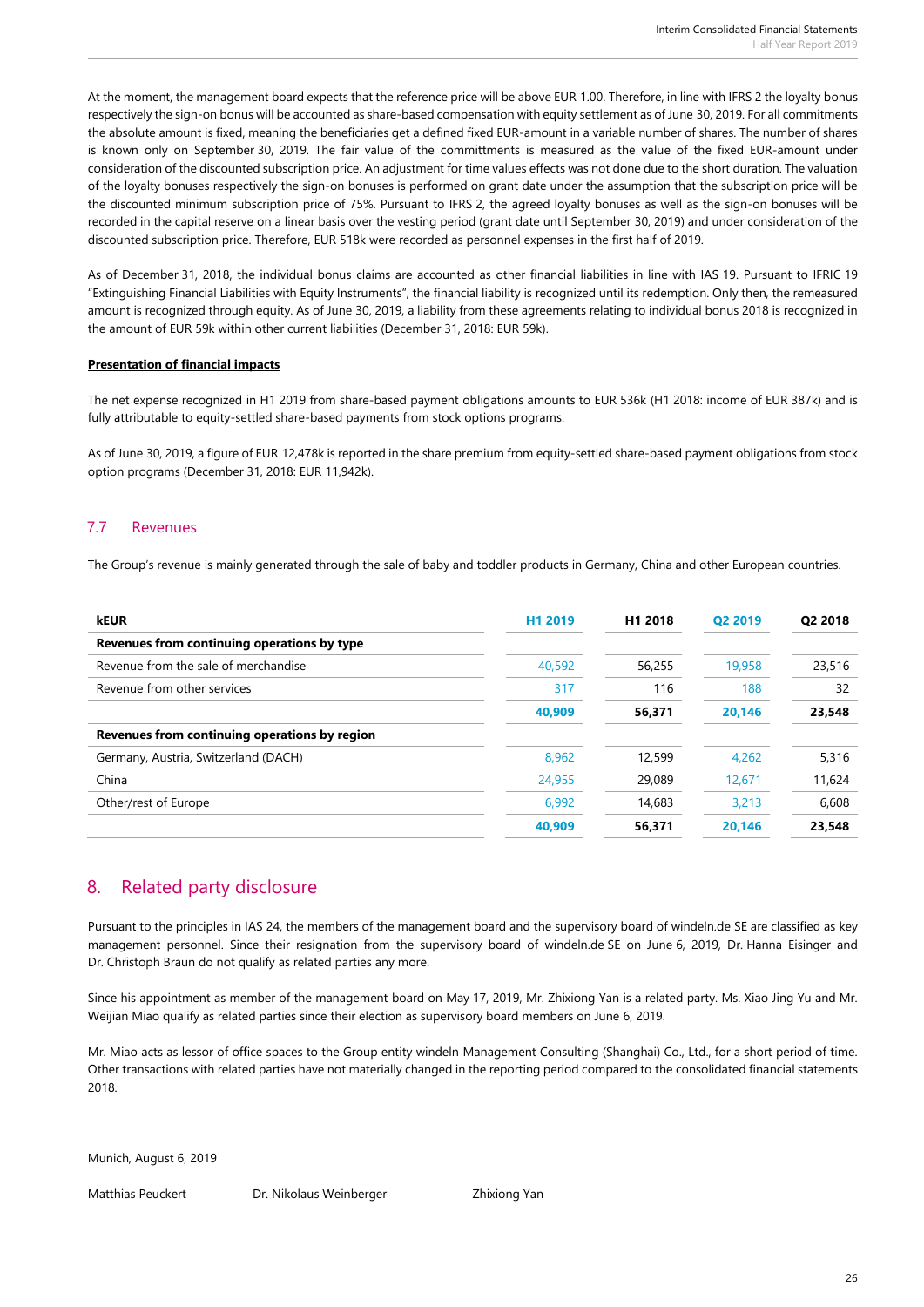At the moment, the management board expects that the reference price will be above EUR 1.00. Therefore, in line with IFRS 2 the loyalty bonus respectively the sign-on bonus will be accounted as share-based compensation with equity settlement as of June 30, 2019. For all commitments the absolute amount is fixed, meaning the beneficiaries get a defined fixed EUR-amount in a variable number of shares. The number of shares is known only on September 30, 2019. The fair value of the committments is measured as the value of the fixed EUR-amount under consideration of the discounted subscription price. An adjustment for time values effects was not done due to the short duration. The valuation of the loyalty bonuses respectively the sign-on bonuses is performed on grant date under the assumption that the subscription price will be the discounted minimum subscription price of 75%. Pursuant to IFRS 2, the agreed loyalty bonuses as well as the sign-on bonuses will be recorded in the capital reserve on a linear basis over the vesting period (grant date until September 30, 2019) and under consideration of the discounted subscription price. Therefore, EUR 518k were recorded as personnel expenses in the first half of 2019.

As of December 31, 2018, the individual bonus claims are accounted as other financial liabilities in line with IAS 19. Pursuant to IFRIC 19 "Extinguishing Financial Liabilities with Equity Instruments", the financial liability is recognized until its redemption. Only then, the remeasured amount is recognized through equity. As of June 30, 2019, a liability from these agreements relating to individual bonus 2018 is recognized in the amount of EUR 59k within other current liabilities (December 31, 2018: EUR 59k).

**Presentation of financial impacts**

The net expense recognized in H1 2019 from share-based payment obligations amounts to EUR 536k (H1 2018: income of EUR 387k) and is fully attributable to equity-settled share-based payments from stock options programs.

As of June 30, 2019, a figure of EUR 12,478k is reported in the share premium from equity-settled share-based payment obligations from stock option programs (December 31, 2018: EUR 11,942k).

## 7.7 Revenues

The Group's revenue is mainly generated through the sale of baby and toddler products in Germany, China and other European countries.

| kEUR | H1 2019 | H1 2018 | Q2 2019 | Q2 2018 |
|---|---|---|---|---|
| **Revenues from continuing operations by type** | | | | |
| Revenue from the sale of merchandise | 40,592 | 56,255 | 19,958 | 23,516 |
| Revenue from other services | 317 | 116 | 188 | 32 |
| | **40,909** | **56,371** | **20,146** | **23,548** |
| **Revenues from continuing operations by region** | | | | |
| Germany, Austria, Switzerland (DACH) | 8,962 | 12,599 | 4,262 | 5,316 |
| China | 24,955 | 29,089 | 12,671 | 11,624 |
| Other/rest of Europe | 6,992 | 14,683 | 3,213 | 6,608 |
| | **40,909** | **56,371** | **20,146** | **23,548** |

# 8. Related party disclosure

Pursuant to the principles in IAS 24, the members of the management board and the supervisory board of windeln.de SE are classified as key management personnel. Since their resignation from the supervisory board of windeln.de SE on June 6, 2019, Dr. Hanna Eisinger and Dr. Christoph Braun do not qualify as related parties any more.

Since his appointment as member of the management board on May 17, 2019, Mr. Zhixiong Yan is a related party. Ms. Xiao Jing Yu and Mr. Weijian Miao qualify as related parties since their election as supervisory board members on June 6, 2019.

Mr. Miao acts as lessor of office spaces to the Group entity windeln Management Consulting (Shanghai) Co., Ltd., for a short period of time. Other transactions with related parties have not materially changed in the reporting period compared to the consolidated financial statements 2018.

Munich, August 6, 2019

Matthias Peuckert     Dr. Nikolaus Weinberger     Zhixiong Yan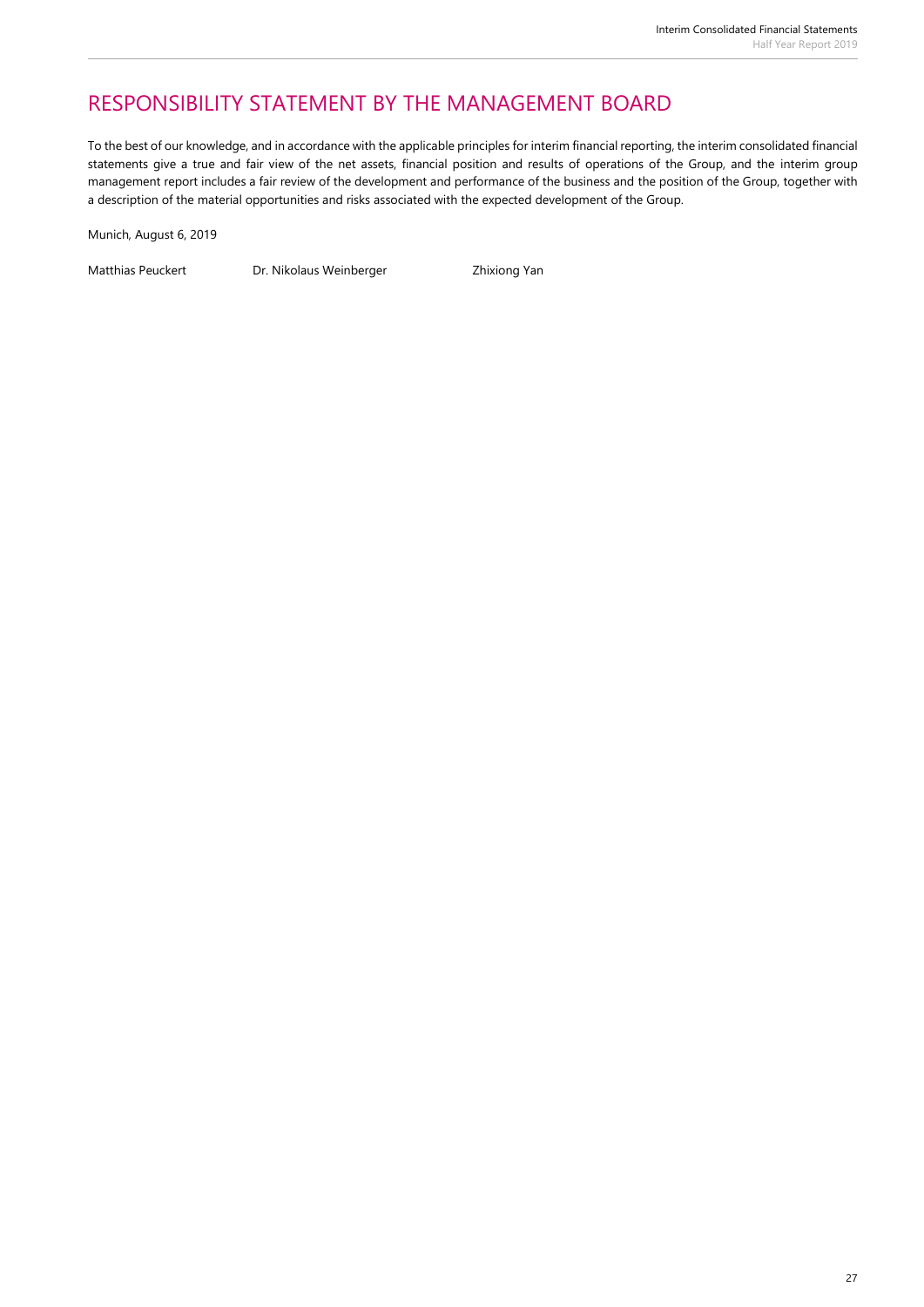# RESPONSIBILITY STATEMENT BY THE MANAGEMENT BOARD

To the best of our knowledge, and in accordance with the applicable principles for interim financial reporting, the interim consolidated financial statements give a true and fair view of the net assets, financial position and results of operations of the Group, and the interim group management report includes a fair review of the development and performance of the business and the position of the Group, together with a description of the material opportunities and risks associated with the expected development of the Group.

Munich, August 6, 2019

Matthias Peuckert    Dr. Nikolaus Weinberger    Zhixiong Yan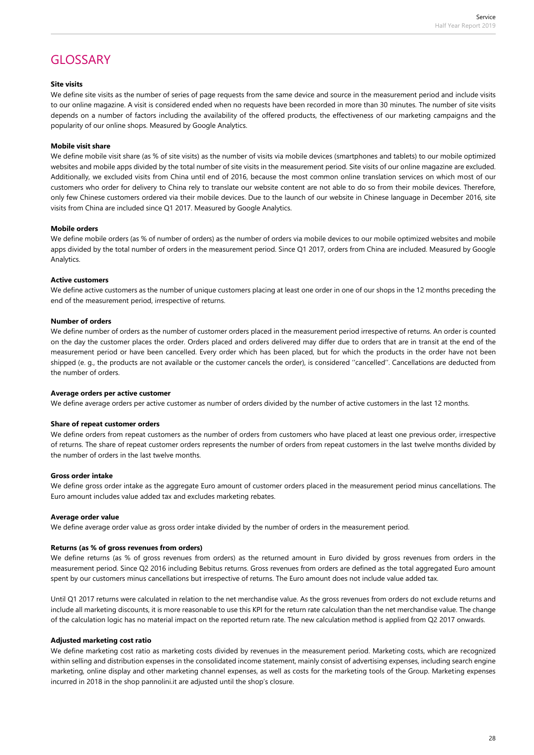# GLOSSARY

**Site visits**

We define site visits as the number of series of page requests from the same device and source in the measurement period and include visits to our online magazine. A visit is considered ended when no requests have been recorded in more than 30 minutes. The number of site visits depends on a number of factors including the availability of the offered products, the effectiveness of our marketing campaigns and the popularity of our online shops. Measured by Google Analytics.

**Mobile visit share**

We define mobile visit share (as % of site visits) as the number of visits via mobile devices (smartphones and tablets) to our mobile optimized websites and mobile apps divided by the total number of site visits in the measurement period. Site visits of our online magazine are excluded. Additionally, we excluded visits from China until end of 2016, because the most common online translation services on which most of our customers who order for delivery to China rely to translate our website content are not able to do so from their mobile devices. Therefore, only few Chinese customers ordered via their mobile devices. Due to the launch of our website in Chinese language in December 2016, site visits from China are included since Q1 2017. Measured by Google Analytics.

**Mobile orders**

We define mobile orders (as % of number of orders) as the number of orders via mobile devices to our mobile optimized websites and mobile apps divided by the total number of orders in the measurement period. Since Q1 2017, orders from China are included. Measured by Google Analytics.

**Active customers**

We define active customers as the number of unique customers placing at least one order in one of our shops in the 12 months preceding the end of the measurement period, irrespective of returns.

**Number of orders**

We define number of orders as the number of customer orders placed in the measurement period irrespective of returns. An order is counted on the day the customer places the order. Orders placed and orders delivered may differ due to orders that are in transit at the end of the measurement period or have been cancelled. Every order which has been placed, but for which the products in the order have not been shipped (e. g., the products are not available or the customer cancels the order), is considered ''cancelled''. Cancellations are deducted from the number of orders.

**Average orders per active customer**

We define average orders per active customer as number of orders divided by the number of active customers in the last 12 months.

**Share of repeat customer orders**

We define orders from repeat customers as the number of orders from customers who have placed at least one previous order, irrespective of returns. The share of repeat customer orders represents the number of orders from repeat customers in the last twelve months divided by the number of orders in the last twelve months.

**Gross order intake**

We define gross order intake as the aggregate Euro amount of customer orders placed in the measurement period minus cancellations. The Euro amount includes value added tax and excludes marketing rebates.

**Average order value**

We define average order value as gross order intake divided by the number of orders in the measurement period.

**Returns (as % of gross revenues from orders)**

We define returns (as % of gross revenues from orders) as the returned amount in Euro divided by gross revenues from orders in the measurement period. Since Q2 2016 including Bebitus returns. Gross revenues from orders are defined as the total aggregated Euro amount spent by our customers minus cancellations but irrespective of returns. The Euro amount does not include value added tax.

Until Q1 2017 returns were calculated in relation to the net merchandise value. As the gross revenues from orders do not exclude returns and include all marketing discounts, it is more reasonable to use this KPI for the return rate calculation than the net merchandise value. The change of the calculation logic has no material impact on the reported return rate. The new calculation method is applied from Q2 2017 onwards.

**Adjusted marketing cost ratio**

We define marketing cost ratio as marketing costs divided by revenues in the measurement period. Marketing costs, which are recognized within selling and distribution expenses in the consolidated income statement, mainly consist of advertising expenses, including search engine marketing, online display and other marketing channel expenses, as well as costs for the marketing tools of the Group. Marketing expenses incurred in 2018 in the shop pannolini.it are adjusted until the shop's closure.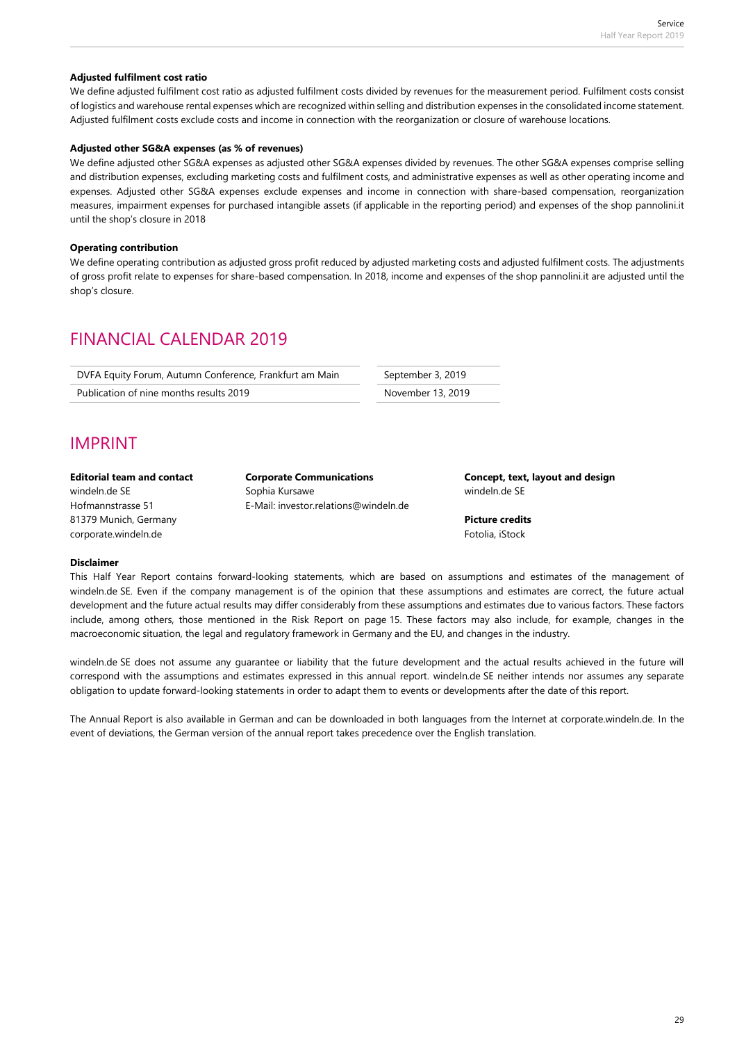**Adjusted fulfilment cost ratio**

We define adjusted fulfilment cost ratio as adjusted fulfilment costs divided by revenues for the measurement period. Fulfilment costs consist of logistics and warehouse rental expenses which are recognized within selling and distribution expenses in the consolidated income statement. Adjusted fulfilment costs exclude costs and income in connection with the reorganization or closure of warehouse locations.

**Adjusted other SG&A expenses (as % of revenues)**

We define adjusted other SG&A expenses as adjusted other SG&A expenses divided by revenues. The other SG&A expenses comprise selling and distribution expenses, excluding marketing costs and fulfilment costs, and administrative expenses as well as other operating income and expenses. Adjusted other SG&A expenses exclude expenses and income in connection with share-based compensation, reorganization measures, impairment expenses for purchased intangible assets (if applicable in the reporting period) and expenses of the shop pannolini.it until the shop's closure in 2018

**Operating contribution**

We define operating contribution as adjusted gross profit reduced by adjusted marketing costs and adjusted fulfilment costs. The adjustments of gross profit relate to expenses for share-based compensation. In 2018, income and expenses of the shop pannolini.it are adjusted until the shop's closure.

# FINANCIAL CALENDAR 2019

| | |
|---|---|
| DVFA Equity Forum, Autumn Conference, Frankfurt am Main | September 3, 2019 |
| Publication of nine months results 2019 | November 13, 2019 |

# IMPRINT

**Editorial team and contact**
windeln.de SE
Hofmannstrasse 51
81379 Munich, Germany
corporate.windeln.de

**Corporate Communications**
Sophia Kursawe
E-Mail: investor.relations@windeln.de

**Concept, text, layout and design**
windeln.de SE

**Picture credits**
Fotolia, iStock

**Disclaimer**

This Half Year Report contains forward-looking statements, which are based on assumptions and estimates of the management of windeln.de SE. Even if the company management is of the opinion that these assumptions and estimates are correct, the future actual development and the future actual results may differ considerably from these assumptions and estimates due to various factors. These factors include, among others, those mentioned in the Risk Report on page 15. These factors may also include, for example, changes in the macroeconomic situation, the legal and regulatory framework in Germany and the EU, and changes in the industry.

windeln.de SE does not assume any guarantee or liability that the future development and the actual results achieved in the future will correspond with the assumptions and estimates expressed in this annual report. windeln.de SE neither intends nor assumes any separate obligation to update forward-looking statements in order to adapt them to events or developments after the date of this report.

The Annual Report is also available in German and can be downloaded in both languages from the Internet at corporate.windeln.de. In the event of deviations, the German version of the annual report takes precedence over the English translation.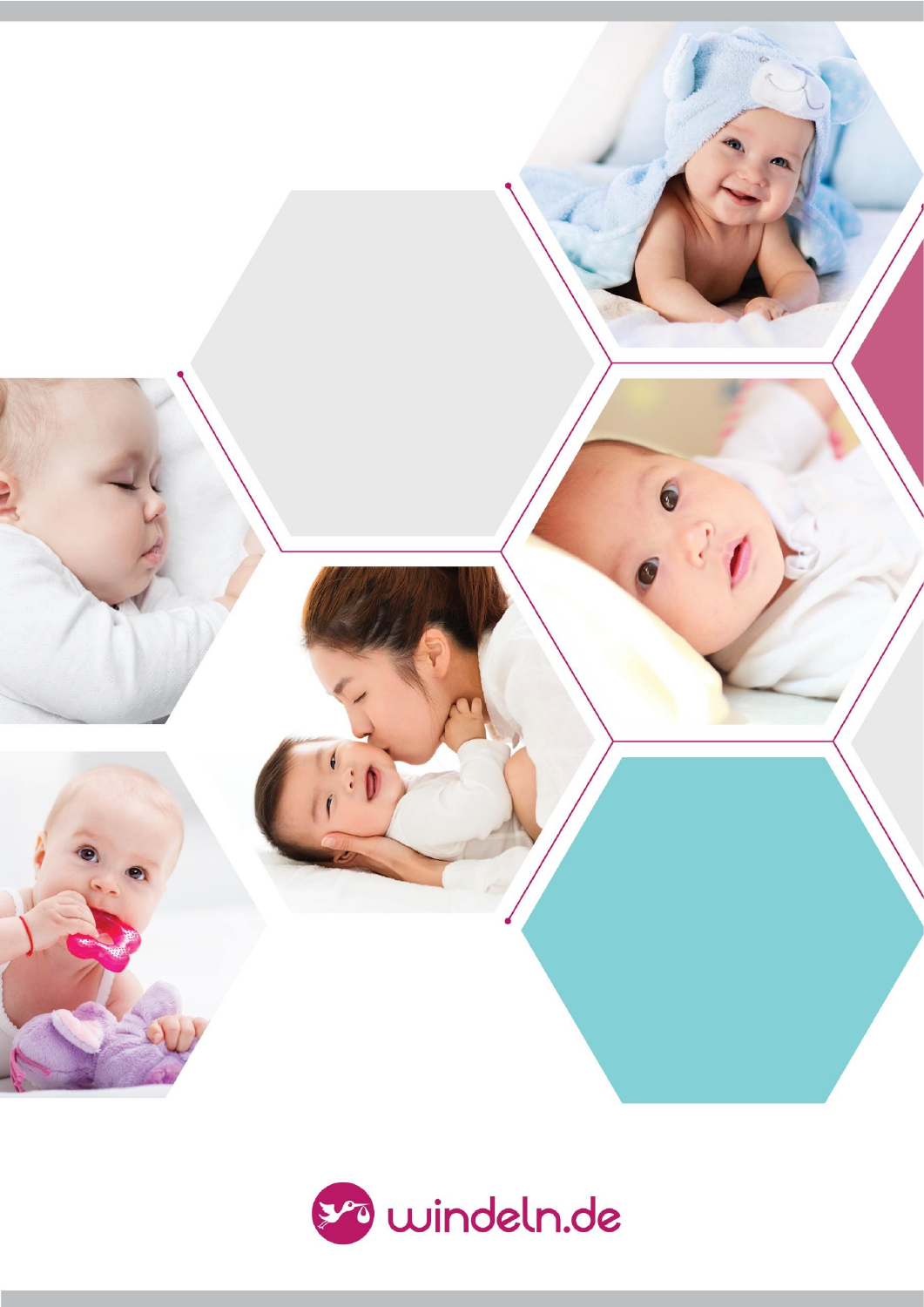windeln.de